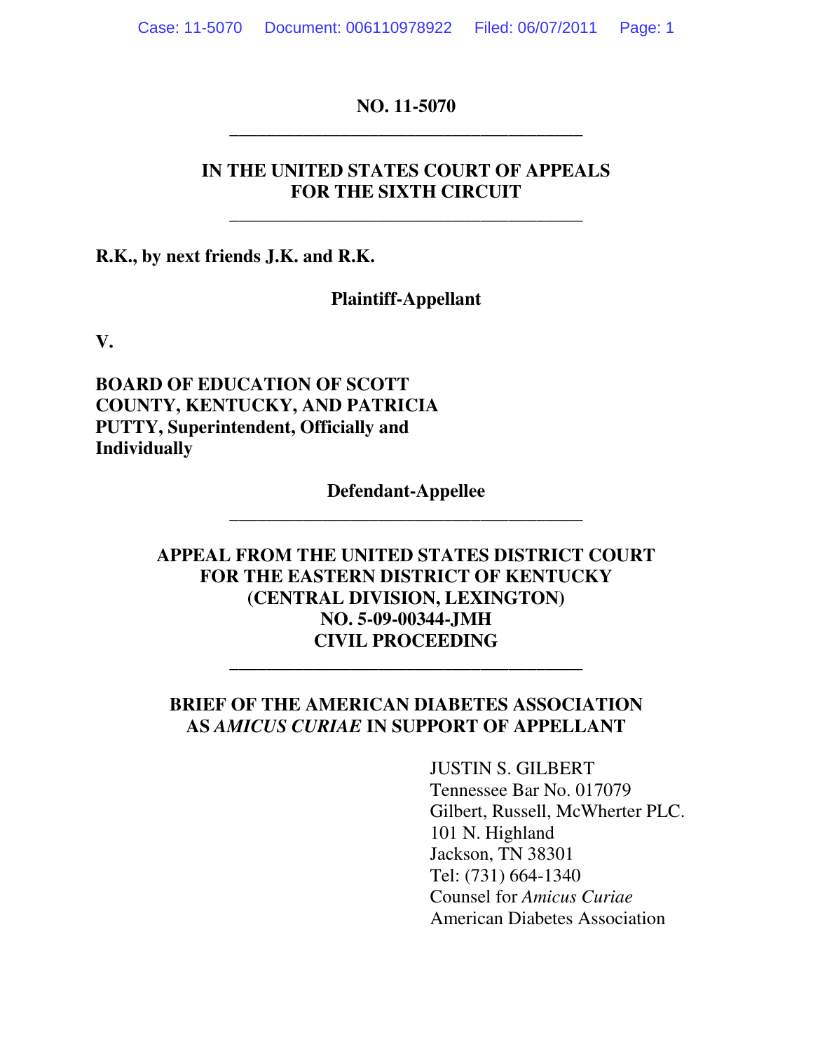**NO. 11-5070**

---

**IN THE UNITED STATES COURT OF APPEALS**
**FOR THE SIXTH CIRCUIT**

---

**R.K., by next friends J.K. and R.K.**

**Plaintiff-Appellant**

**V.**

**BOARD OF EDUCATION OF SCOTT COUNTY, KENTUCKY, AND PATRICIA PUTTY, Superintendent, Officially and Individually**

**Defendant-Appellee**

---

**APPEAL FROM THE UNITED STATES DISTRICT COURT**
**FOR THE EASTERN DISTRICT OF KENTUCKY**
**(CENTRAL DIVISION, LEXINGTON)**
**NO. 5-09-00344-JMH**
**CIVIL PROCEEDING**

---

**BRIEF OF THE AMERICAN DIABETES ASSOCIATION AS *AMICUS CURIAE* IN SUPPORT OF APPELLANT**

JUSTIN S. GILBERT
Tennessee Bar No. 017079
Gilbert, Russell, McWherter PLC.
101 N. Highland
Jackson, TN 38301
Tel: (731) 664-1340
Counsel for *Amicus Curiae*
American Diabetes Association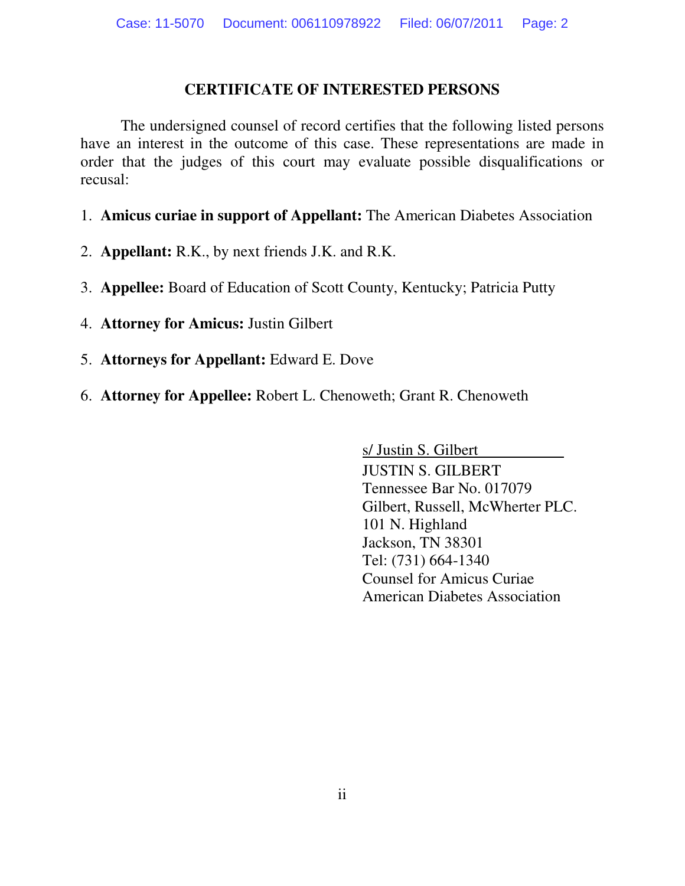## CERTIFICATE OF INTERESTED PERSONS

The undersigned counsel of record certifies that the following listed persons have an interest in the outcome of this case. These representations are made in order that the judges of this court may evaluate possible disqualifications or recusal:

1. **Amicus curiae in support of Appellant:** The American Diabetes Association
2. **Appellant:** R.K., by next friends J.K. and R.K.
3. **Appellee:** Board of Education of Scott County, Kentucky; Patricia Putty
4. **Attorney for Amicus:** Justin Gilbert
5. **Attorneys for Appellant:** Edward E. Dove
6. **Attorney for Appellee:** Robert L. Chenoweth; Grant R. Chenoweth

s/ Justin S. Gilbert
JUSTIN S. GILBERT
Tennessee Bar No. 017079
Gilbert, Russell, McWherter PLC.
101 N. Highland
Jackson, TN 38301
Tel: (731) 664-1340
Counsel for Amicus Curiae
American Diabetes Association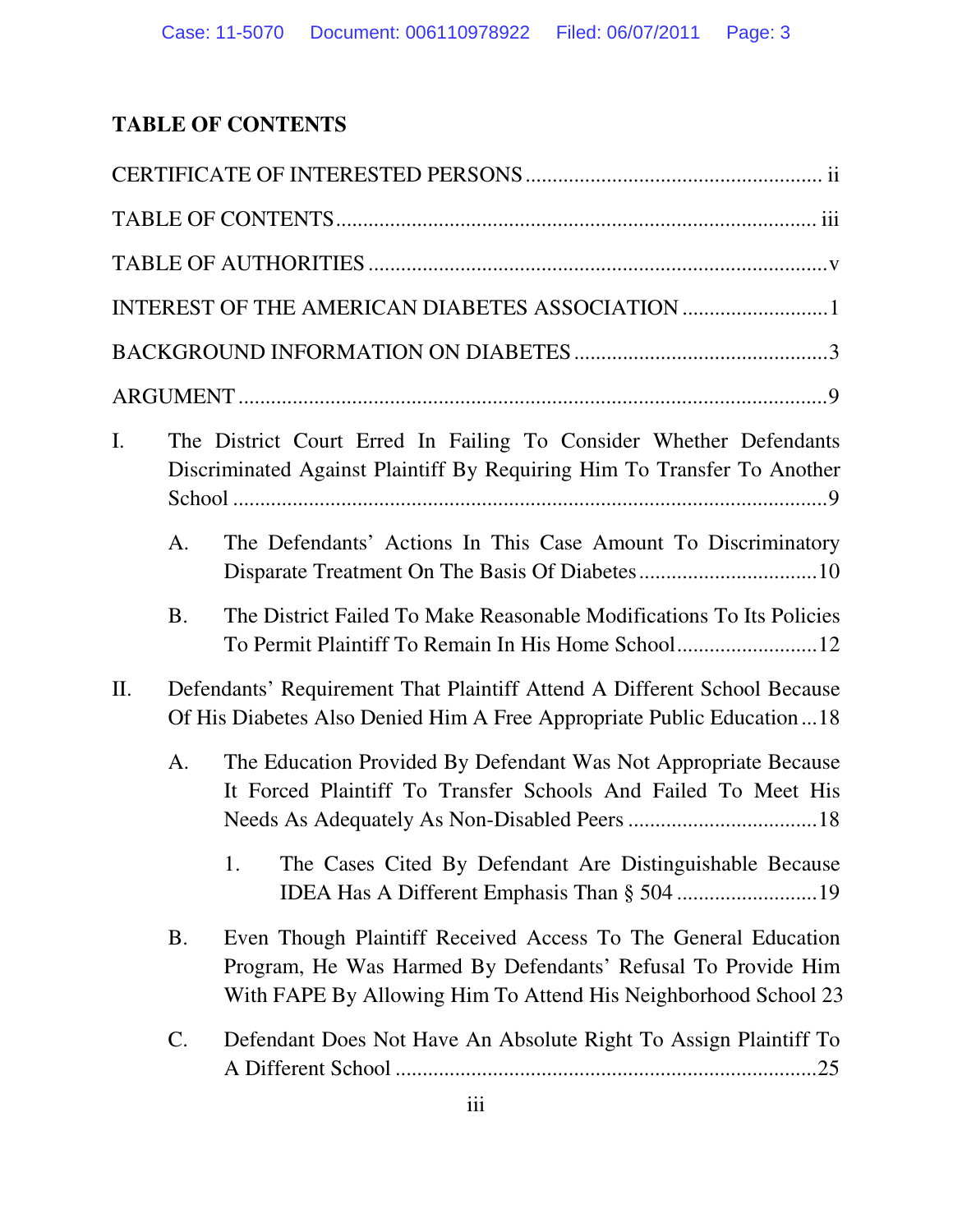# TABLE OF CONTENTS

CERTIFICATE OF INTERESTED PERSONS ...................................................... ii

TABLE OF CONTENTS ....................................................................................... iii

TABLE OF AUTHORITIES ..................................................................................v

INTEREST OF THE AMERICAN DIABETES ASSOCIATION ...........................1

BACKGROUND INFORMATION ON DIABETES ...............................................3

ARGUMENT ............................................................................................................9

I. The District Court Erred In Failing To Consider Whether Defendants Discriminated Against Plaintiff By Requiring Him To Transfer To Another School ..............................................................................................9

   A. The Defendants' Actions In This Case Amount To Discriminatory Disparate Treatment On The Basis Of Diabetes .................................10

   B. The District Failed To Make Reasonable Modifications To Its Policies To Permit Plaintiff To Remain In His Home School ..........................12

II. Defendants' Requirement That Plaintiff Attend A Different School Because Of His Diabetes Also Denied Him A Free Appropriate Public Education ...18

   A. The Education Provided By Defendant Was Not Appropriate Because It Forced Plaintiff To Transfer Schools And Failed To Meet His Needs As Adequately As Non-Disabled Peers ...................................18

      1. The Cases Cited By Defendant Are Distinguishable Because IDEA Has A Different Emphasis Than § 504 ..........................19

   B. Even Though Plaintiff Received Access To The General Education Program, He Was Harmed By Defendants' Refusal To Provide Him With FAPE By Allowing Him To Attend His Neighborhood School 23

   C. Defendant Does Not Have An Absolute Right To Assign Plaintiff To A Different School .............................................................................25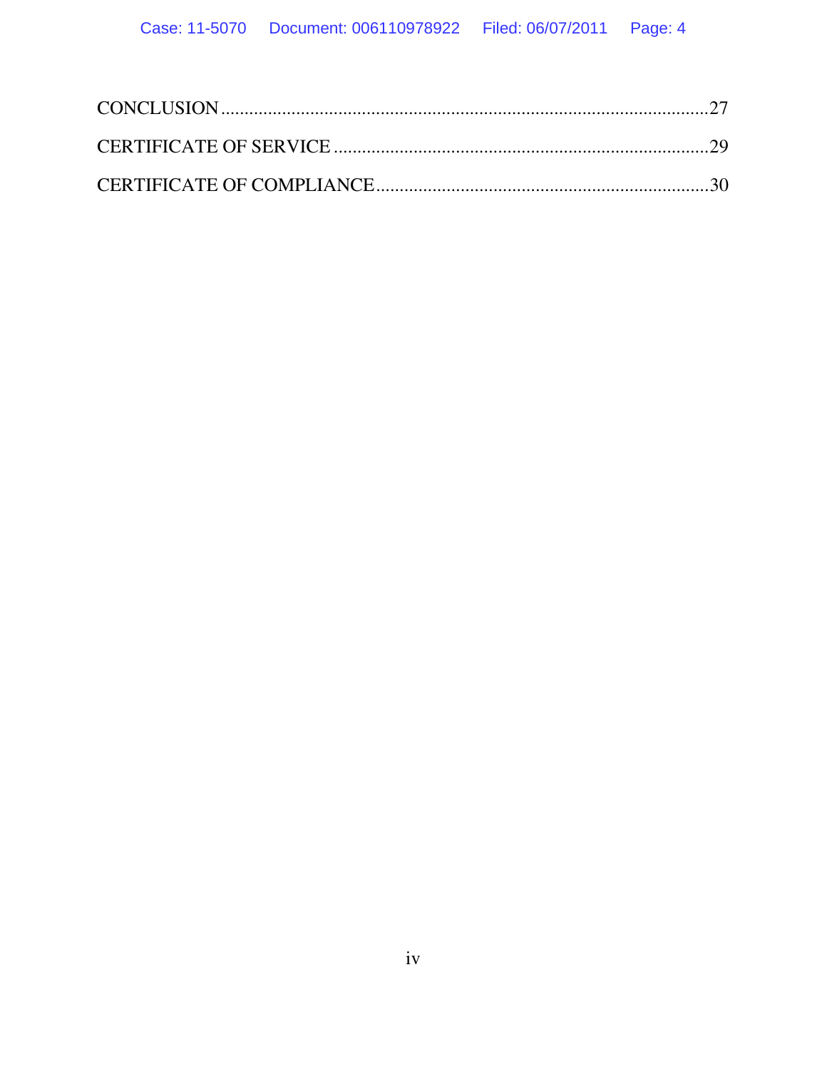CONCLUSION ........................................................................................................27

CERTIFICATE OF SERVICE ...............................................................................29

CERTIFICATE OF COMPLIANCE.......................................................................30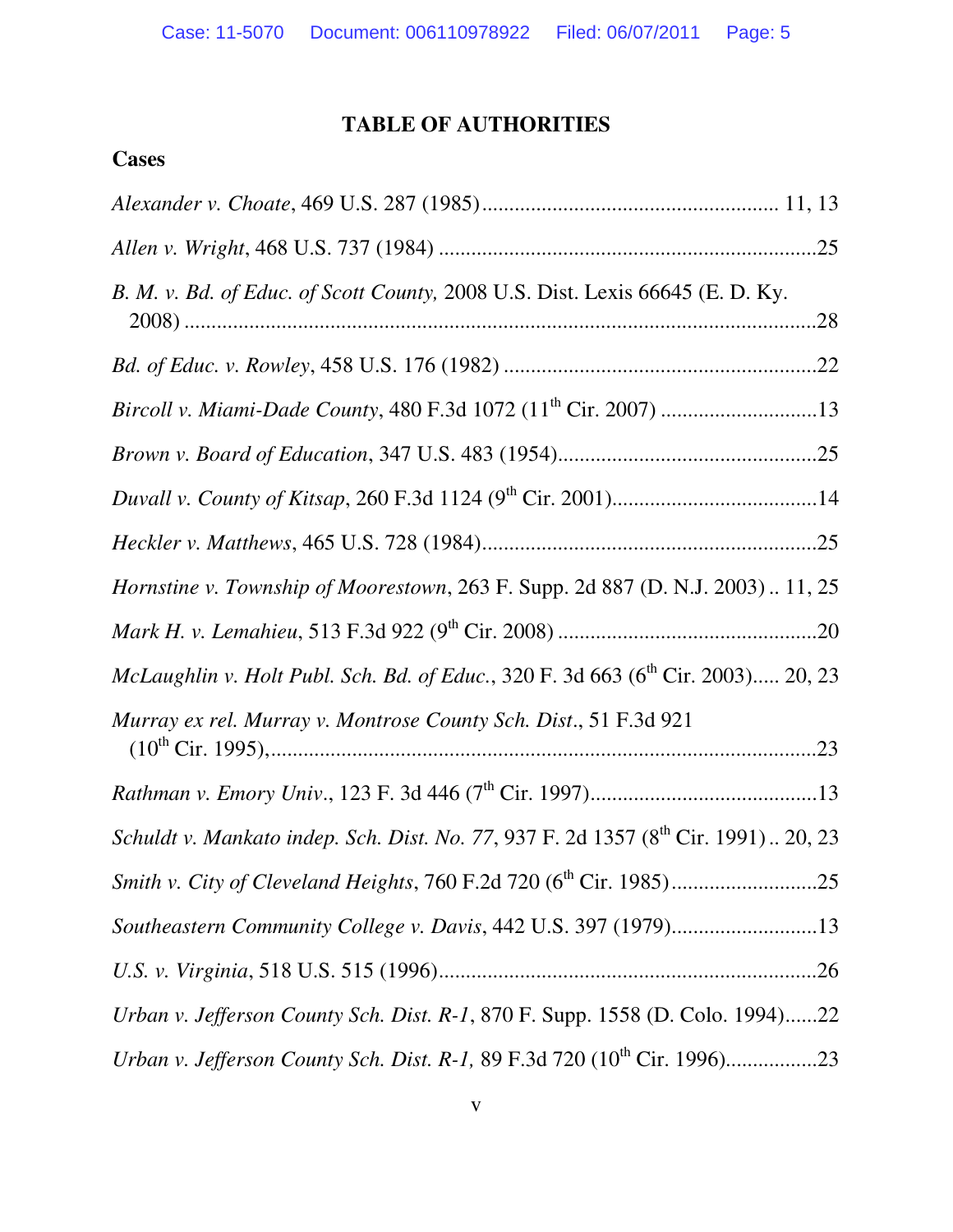# TABLE OF AUTHORITIES

## Cases

*Alexander v. Choate*, 469 U.S. 287 (1985)...................................................... 11, 13

*Allen v. Wright*, 468 U.S. 737 (1984) ......................................................................25

*B. M. v. Bd. of Educ. of Scott County,* 2008 U.S. Dist. Lexis 66645 (E. D. Ky. 2008) ..........................................................................................................................28

*Bd. of Educ. v. Rowley*, 458 U.S. 176 (1982) ..........................................................22

*Bircoll v. Miami-Dade County*, 480 F.3d 1072 (11th Cir. 2007) .............................13

*Brown v. Board of Education*, 347 U.S. 483 (1954)................................................25

*Duvall v. County of Kitsap*, 260 F.3d 1124 (9th Cir. 2001)......................................14

*Heckler v. Matthews*, 465 U.S. 728 (1984)..............................................................25

*Hornstine v. Township of Moorestown*, 263 F. Supp. 2d 887 (D. N.J. 2003) .. 11, 25

*Mark H. v. Lemahieu*, 513 F.3d 922 (9th Cir. 2008) ................................................20

*McLaughlin v. Holt Publ. Sch. Bd. of Educ.*, 320 F. 3d 663 (6th Cir. 2003)..... 20, 23

*Murray ex rel. Murray v. Montrose County Sch. Dist*., 51 F.3d 921 (10th Cir. 1995),....................................................................................................23

*Rathman v. Emory Univ*., 123 F. 3d 446 (7th Cir. 1997)..........................................13

*Schuldt v. Mankato indep. Sch. Dist. No. 77*, 937 F. 2d 1357 (8th Cir. 1991) .. 20, 23

*Smith v. City of Cleveland Heights*, 760 F.2d 720 (6th Cir. 1985)...........................25

*Southeastern Community College v. Davis*, 442 U.S. 397 (1979)...........................13

*U.S. v. Virginia*, 518 U.S. 515 (1996)......................................................................26

*Urban v. Jefferson County Sch. Dist. R-1*, 870 F. Supp. 1558 (D. Colo. 1994)......22

*Urban v. Jefferson County Sch. Dist. R-1,* 89 F.3d 720 (10th Cir. 1996).................23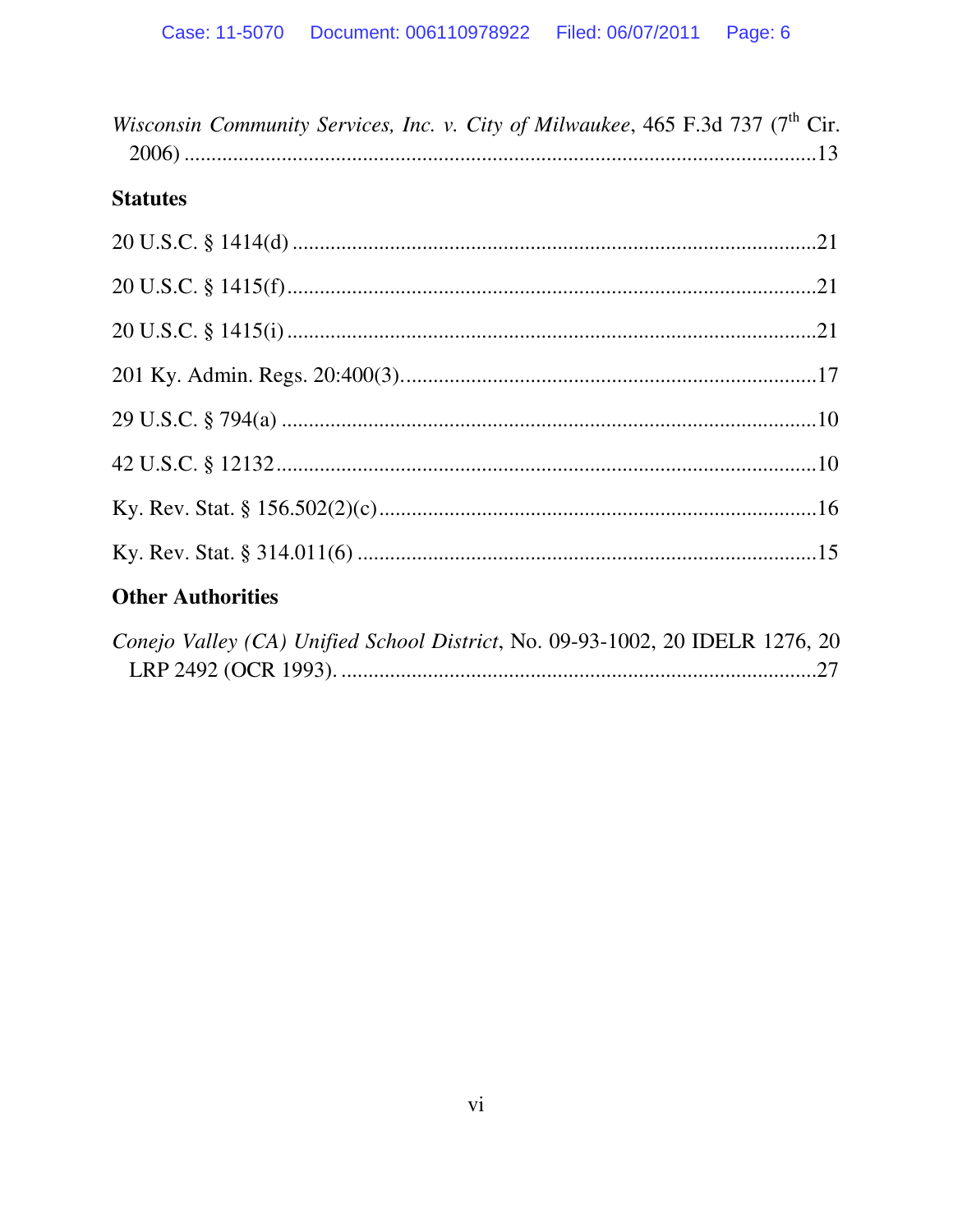*Wisconsin Community Services, Inc. v. City of Milwaukee*, 465 F.3d 737 (7th Cir. 2006) ....................................................................................................................13

**Statutes**

20 U.S.C. § 1414(d) ...............................................................................................21

20 U.S.C. § 1415(f)................................................................................................21

20 U.S.C. § 1415(i) ................................................................................................21

201 Ky. Admin. Regs. 20:400(3)..........................................................................17

29 U.S.C. § 794(a) .................................................................................................10

42 U.S.C. § 12132..................................................................................................10

Ky. Rev. Stat. § 156.502(2)(c)...............................................................................16

Ky. Rev. Stat. § 314.011(6) ...................................................................................15

**Other Authorities**

*Conejo Valley (CA) Unified School District*, No. 09-93-1002, 20 IDELR 1276, 20 LRP 2492 (OCR 1993). ......................................................................................27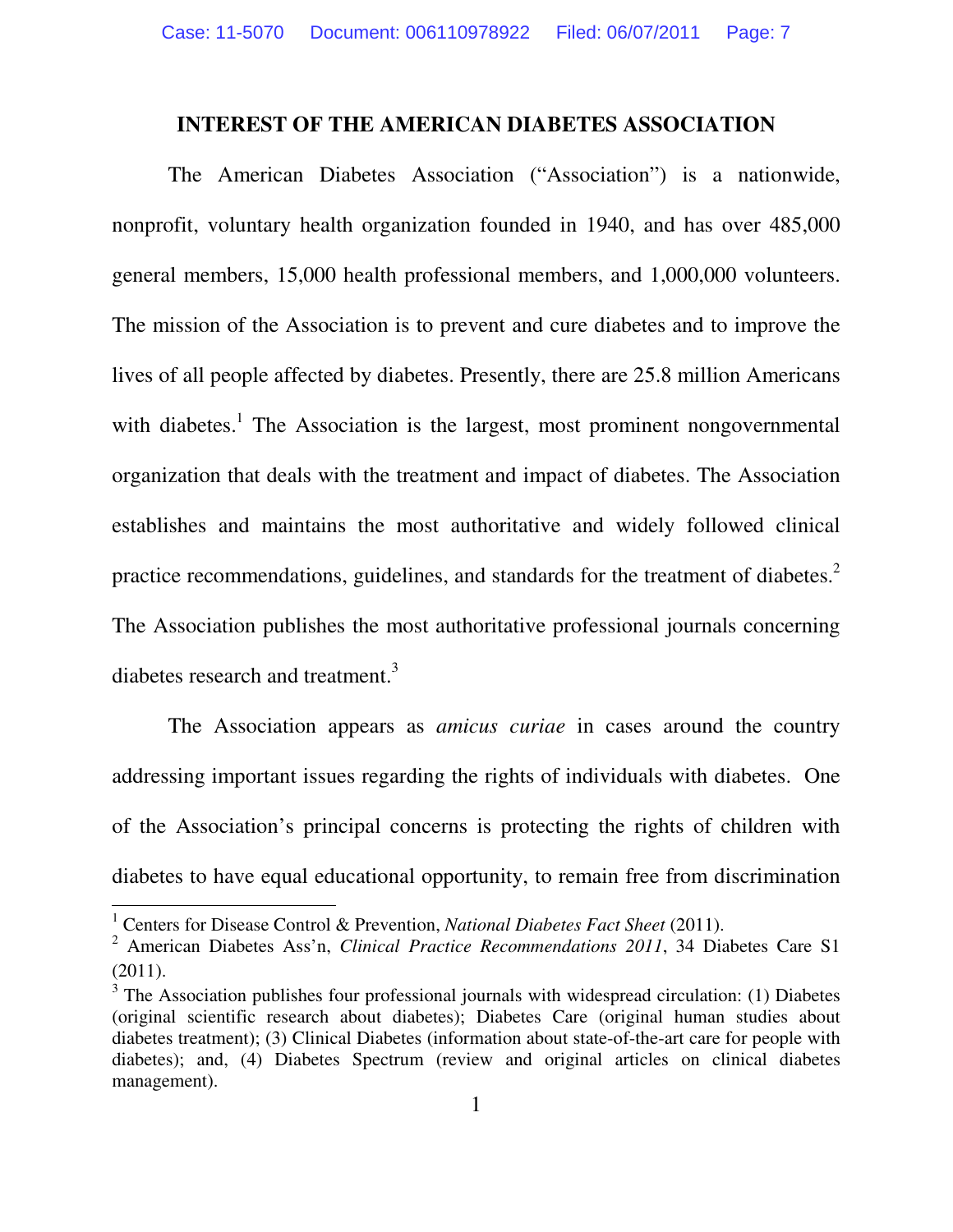## INTEREST OF THE AMERICAN DIABETES ASSOCIATION

The American Diabetes Association ("Association") is a nationwide, nonprofit, voluntary health organization founded in 1940, and has over 485,000 general members, 15,000 health professional members, and 1,000,000 volunteers. The mission of the Association is to prevent and cure diabetes and to improve the lives of all people affected by diabetes. Presently, there are 25.8 million Americans with diabetes.[1] The Association is the largest, most prominent nongovernmental organization that deals with the treatment and impact of diabetes. The Association establishes and maintains the most authoritative and widely followed clinical practice recommendations, guidelines, and standards for the treatment of diabetes.[2] The Association publishes the most authoritative professional journals concerning diabetes research and treatment.[3]

The Association appears as *amicus curiae* in cases around the country addressing important issues regarding the rights of individuals with diabetes. One of the Association's principal concerns is protecting the rights of children with diabetes to have equal educational opportunity, to remain free from discrimination

---

[1] Centers for Disease Control & Prevention, *National Diabetes Fact Sheet* (2011).

[2] American Diabetes Ass'n, *Clinical Practice Recommendations 2011*, 34 Diabetes Care S1 (2011).

[3] The Association publishes four professional journals with widespread circulation: (1) Diabetes (original scientific research about diabetes); Diabetes Care (original human studies about diabetes treatment); (3) Clinical Diabetes (information about state-of-the-art care for people with diabetes); and, (4) Diabetes Spectrum (review and original articles on clinical diabetes management).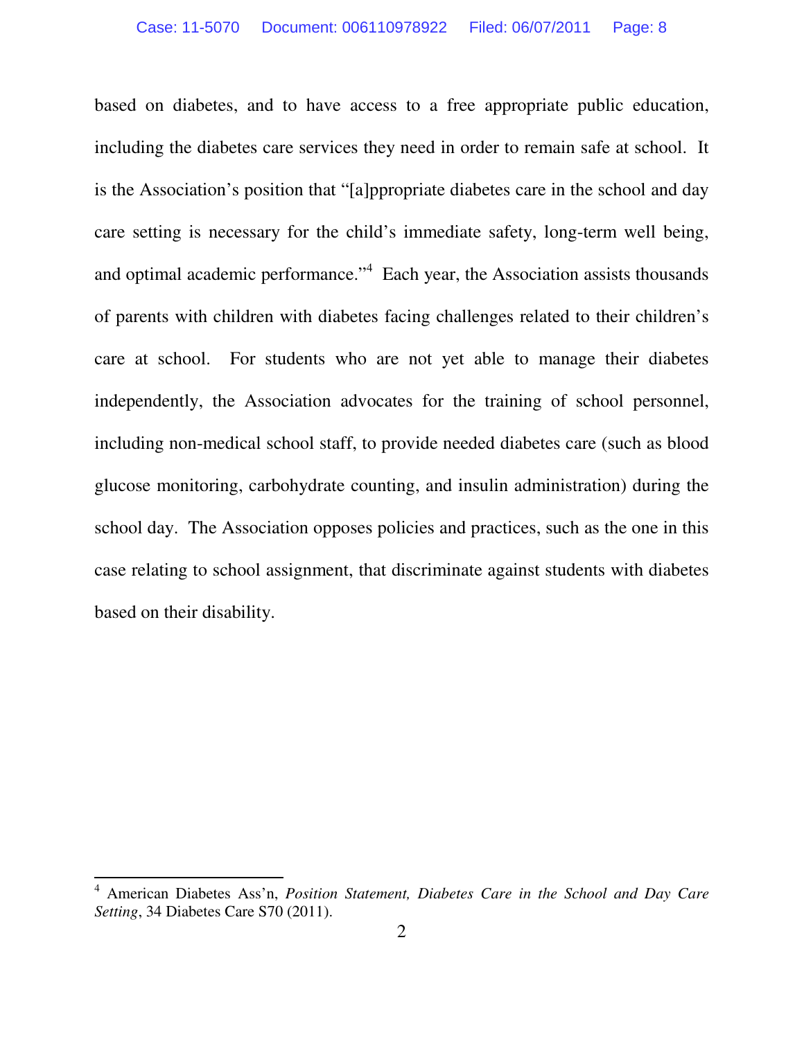based on diabetes, and to have access to a free appropriate public education, including the diabetes care services they need in order to remain safe at school. It is the Association's position that "[a]ppropriate diabetes care in the school and day care setting is necessary for the child's immediate safety, long-term well being, and optimal academic performance."[4] Each year, the Association assists thousands of parents with children with diabetes facing challenges related to their children's care at school. For students who are not yet able to manage their diabetes independently, the Association advocates for the training of school personnel, including non-medical school staff, to provide needed diabetes care (such as blood glucose monitoring, carbohydrate counting, and insulin administration) during the school day. The Association opposes policies and practices, such as the one in this case relating to school assignment, that discriminate against students with diabetes based on their disability.

---

[4] American Diabetes Ass'n, *Position Statement, Diabetes Care in the School and Day Care Setting*, 34 Diabetes Care S70 (2011).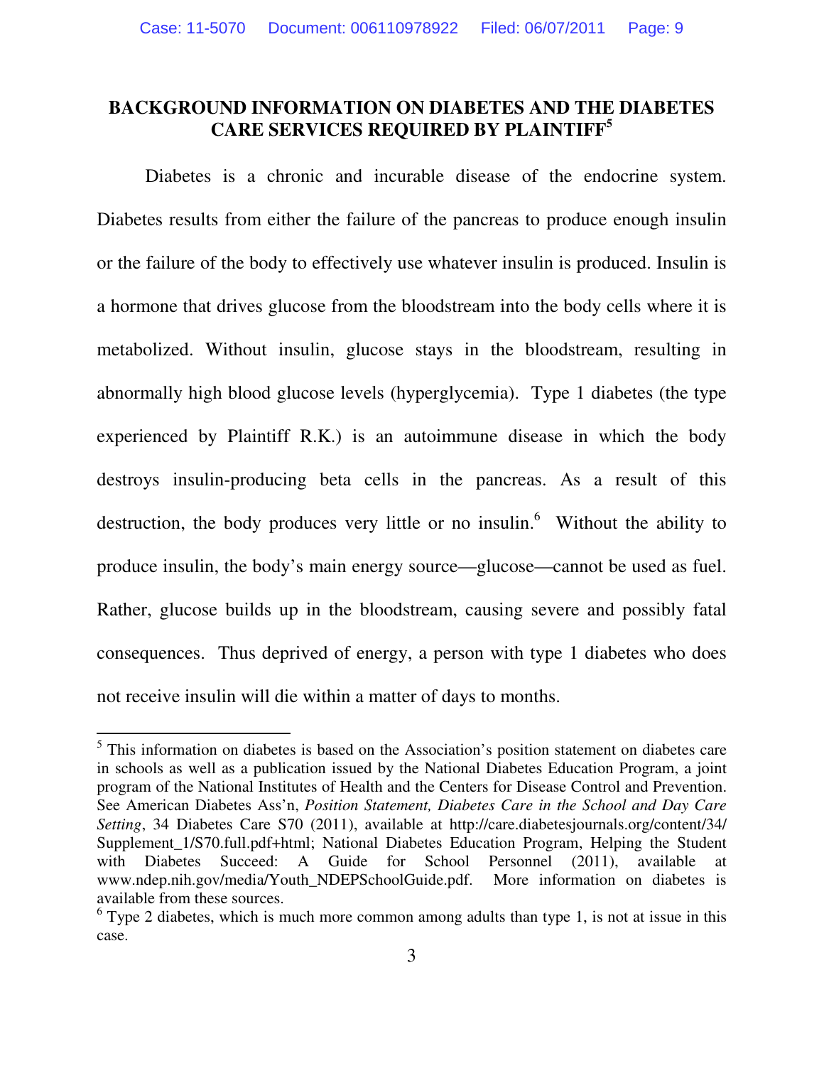## BACKGROUND INFORMATION ON DIABETES AND THE DIABETES CARE SERVICES REQUIRED BY PLAINTIFF[5]

Diabetes is a chronic and incurable disease of the endocrine system. Diabetes results from either the failure of the pancreas to produce enough insulin or the failure of the body to effectively use whatever insulin is produced. Insulin is a hormone that drives glucose from the bloodstream into the body cells where it is metabolized. Without insulin, glucose stays in the bloodstream, resulting in abnormally high blood glucose levels (hyperglycemia). Type 1 diabetes (the type experienced by Plaintiff R.K.) is an autoimmune disease in which the body destroys insulin-producing beta cells in the pancreas. As a result of this destruction, the body produces very little or no insulin.[6] Without the ability to produce insulin, the body's main energy source—glucose—cannot be used as fuel. Rather, glucose builds up in the bloodstream, causing severe and possibly fatal consequences. Thus deprived of energy, a person with type 1 diabetes who does not receive insulin will die within a matter of days to months.

---

[5] This information on diabetes is based on the Association's position statement on diabetes care in schools as well as a publication issued by the National Diabetes Education Program, a joint program of the National Institutes of Health and the Centers for Disease Control and Prevention. See American Diabetes Ass'n, *Position Statement, Diabetes Care in the School and Day Care Setting*, 34 Diabetes Care S70 (2011), available at http://care.diabetesjournals.org/content/34/Supplement_1/S70.full.pdf+html; National Diabetes Education Program, Helping the Student with Diabetes Succeed: A Guide for School Personnel (2011), available at www.ndep.nih.gov/media/Youth_NDEPSchoolGuide.pdf. More information on diabetes is available from these sources.

[6] Type 2 diabetes, which is much more common among adults than type 1, is not at issue in this case.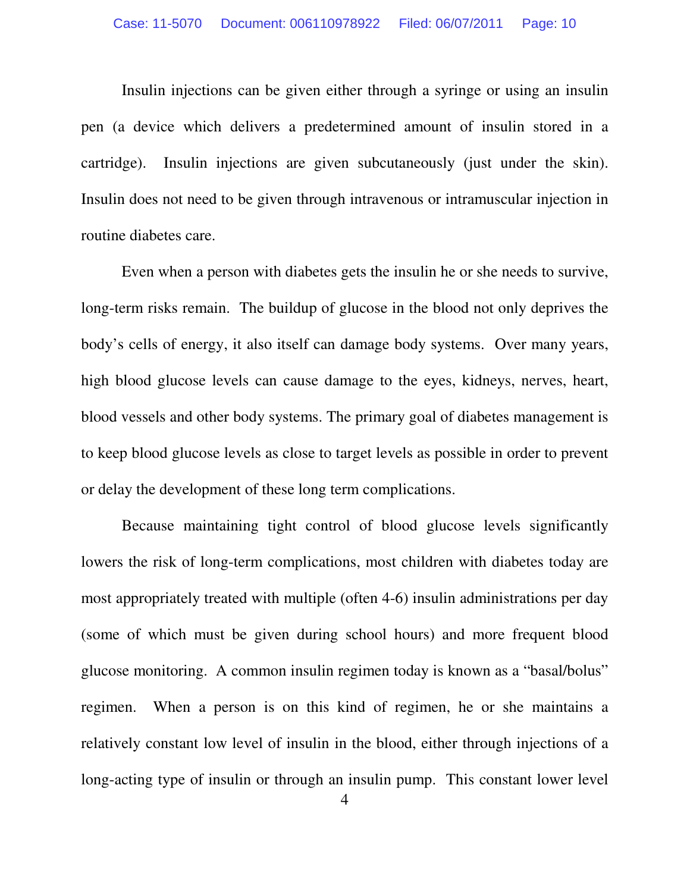Insulin injections can be given either through a syringe or using an insulin pen (a device which delivers a predetermined amount of insulin stored in a cartridge). Insulin injections are given subcutaneously (just under the skin). Insulin does not need to be given through intravenous or intramuscular injection in routine diabetes care.

Even when a person with diabetes gets the insulin he or she needs to survive, long-term risks remain. The buildup of glucose in the blood not only deprives the body's cells of energy, it also itself can damage body systems. Over many years, high blood glucose levels can cause damage to the eyes, kidneys, nerves, heart, blood vessels and other body systems. The primary goal of diabetes management is to keep blood glucose levels as close to target levels as possible in order to prevent or delay the development of these long term complications.

Because maintaining tight control of blood glucose levels significantly lowers the risk of long-term complications, most children with diabetes today are most appropriately treated with multiple (often 4-6) insulin administrations per day (some of which must be given during school hours) and more frequent blood glucose monitoring. A common insulin regimen today is known as a "basal/bolus" regimen. When a person is on this kind of regimen, he or she maintains a relatively constant low level of insulin in the blood, either through injections of a long-acting type of insulin or through an insulin pump. This constant lower level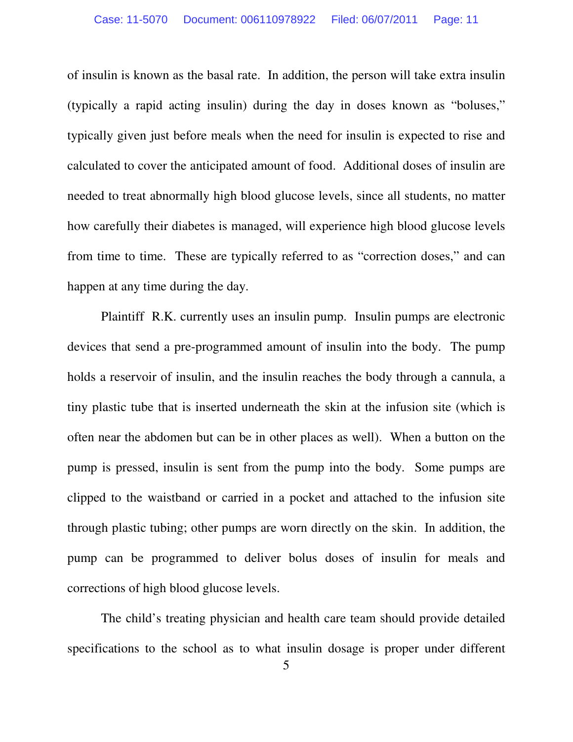of insulin is known as the basal rate. In addition, the person will take extra insulin (typically a rapid acting insulin) during the day in doses known as "boluses," typically given just before meals when the need for insulin is expected to rise and calculated to cover the anticipated amount of food. Additional doses of insulin are needed to treat abnormally high blood glucose levels, since all students, no matter how carefully their diabetes is managed, will experience high blood glucose levels from time to time. These are typically referred to as "correction doses," and can happen at any time during the day.

Plaintiff R.K. currently uses an insulin pump. Insulin pumps are electronic devices that send a pre-programmed amount of insulin into the body. The pump holds a reservoir of insulin, and the insulin reaches the body through a cannula, a tiny plastic tube that is inserted underneath the skin at the infusion site (which is often near the abdomen but can be in other places as well). When a button on the pump is pressed, insulin is sent from the pump into the body. Some pumps are clipped to the waistband or carried in a pocket and attached to the infusion site through plastic tubing; other pumps are worn directly on the skin. In addition, the pump can be programmed to deliver bolus doses of insulin for meals and corrections of high blood glucose levels.

The child's treating physician and health care team should provide detailed specifications to the school as to what insulin dosage is proper under different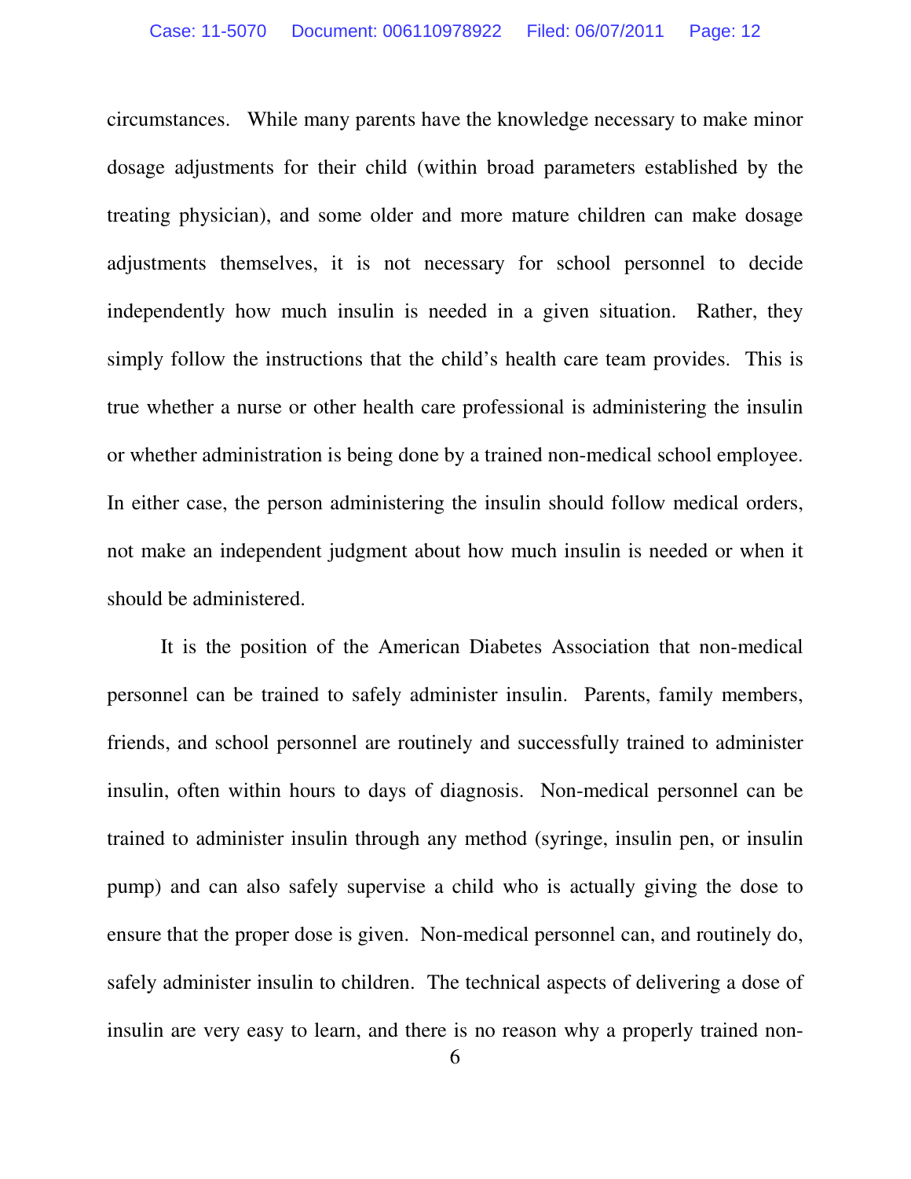circumstances. While many parents have the knowledge necessary to make minor dosage adjustments for their child (within broad parameters established by the treating physician), and some older and more mature children can make dosage adjustments themselves, it is not necessary for school personnel to decide independently how much insulin is needed in a given situation. Rather, they simply follow the instructions that the child's health care team provides. This is true whether a nurse or other health care professional is administering the insulin or whether administration is being done by a trained non-medical school employee. In either case, the person administering the insulin should follow medical orders, not make an independent judgment about how much insulin is needed or when it should be administered.

It is the position of the American Diabetes Association that non-medical personnel can be trained to safely administer insulin. Parents, family members, friends, and school personnel are routinely and successfully trained to administer insulin, often within hours to days of diagnosis. Non-medical personnel can be trained to administer insulin through any method (syringe, insulin pen, or insulin pump) and can also safely supervise a child who is actually giving the dose to ensure that the proper dose is given. Non-medical personnel can, and routinely do, safely administer insulin to children. The technical aspects of delivering a dose of insulin are very easy to learn, and there is no reason why a properly trained non-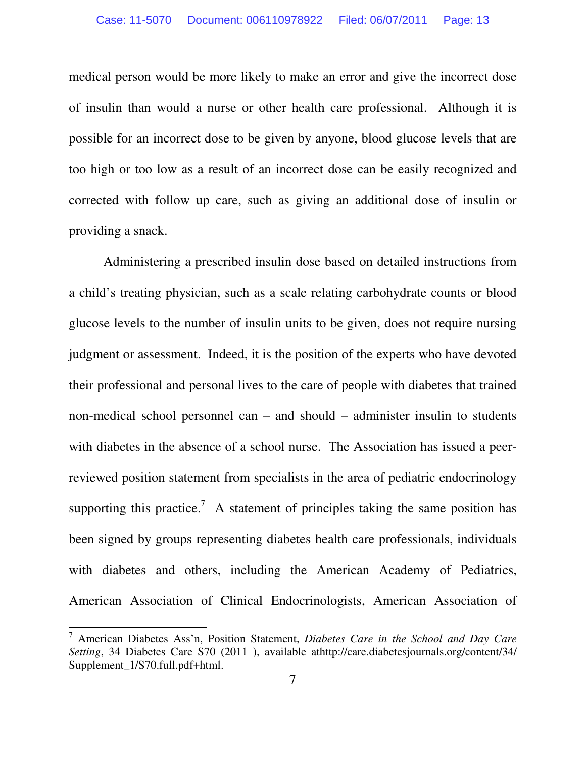medical person would be more likely to make an error and give the incorrect dose of insulin than would a nurse or other health care professional. Although it is possible for an incorrect dose to be given by anyone, blood glucose levels that are too high or too low as a result of an incorrect dose can be easily recognized and corrected with follow up care, such as giving an additional dose of insulin or providing a snack.

Administering a prescribed insulin dose based on detailed instructions from a child's treating physician, such as a scale relating carbohydrate counts or blood glucose levels to the number of insulin units to be given, does not require nursing judgment or assessment. Indeed, it is the position of the experts who have devoted their professional and personal lives to the care of people with diabetes that trained non-medical school personnel can – and should – administer insulin to students with diabetes in the absence of a school nurse. The Association has issued a peer-reviewed position statement from specialists in the area of pediatric endocrinology supporting this practice.[7] A statement of principles taking the same position has been signed by groups representing diabetes health care professionals, individuals with diabetes and others, including the American Academy of Pediatrics, American Association of Clinical Endocrinologists, American Association of

---

[7] American Diabetes Ass'n, Position Statement, *Diabetes Care in the School and Day Care Setting*, 34 Diabetes Care S70 (2011 ), available athttp://care.diabetesjournals.org/content/34/Supplement_1/S70.full.pdf+html.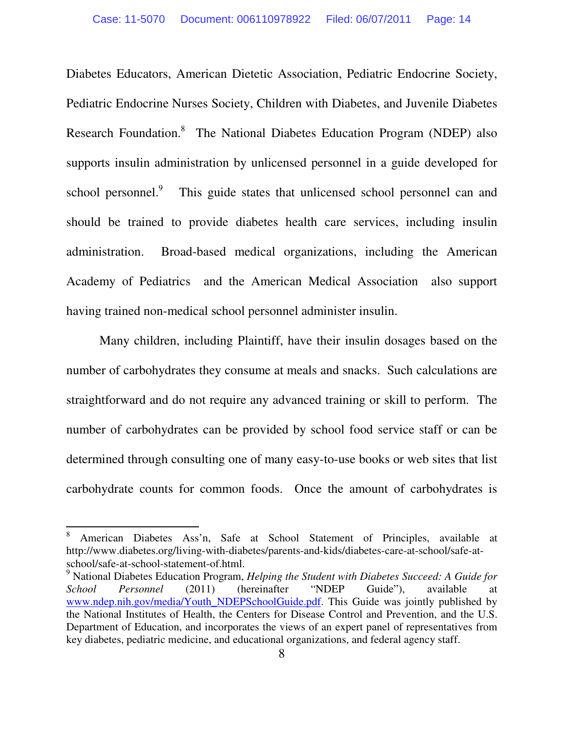Diabetes Educators, American Dietetic Association, Pediatric Endocrine Society, Pediatric Endocrine Nurses Society, Children with Diabetes, and Juvenile Diabetes Research Foundation.[8] The National Diabetes Education Program (NDEP) also supports insulin administration by unlicensed personnel in a guide developed for school personnel.[9] This guide states that unlicensed school personnel can and should be trained to provide diabetes health care services, including insulin administration. Broad-based medical organizations, including the American Academy of Pediatrics and the American Medical Association also support having trained non-medical school personnel administer insulin.

Many children, including Plaintiff, have their insulin dosages based on the number of carbohydrates they consume at meals and snacks. Such calculations are straightforward and do not require any advanced training or skill to perform. The number of carbohydrates can be provided by school food service staff or can be determined through consulting one of many easy-to-use books or web sites that list carbohydrate counts for common foods. Once the amount of carbohydrates is

---

[8] American Diabetes Ass'n, Safe at School Statement of Principles, available at http://www.diabetes.org/living-with-diabetes/parents-and-kids/diabetes-care-at-school/safe-at-school/safe-at-school-statement-of.html.

[9] National Diabetes Education Program, *Helping the Student with Diabetes Succeed: A Guide for School Personnel* (2011) (hereinafter "NDEP Guide"), available at www.ndep.nih.gov/media/Youth_NDEPSchoolGuide.pdf. This Guide was jointly published by the National Institutes of Health, the Centers for Disease Control and Prevention, and the U.S. Department of Education, and incorporates the views of an expert panel of representatives from key diabetes, pediatric medicine, and educational organizations, and federal agency staff.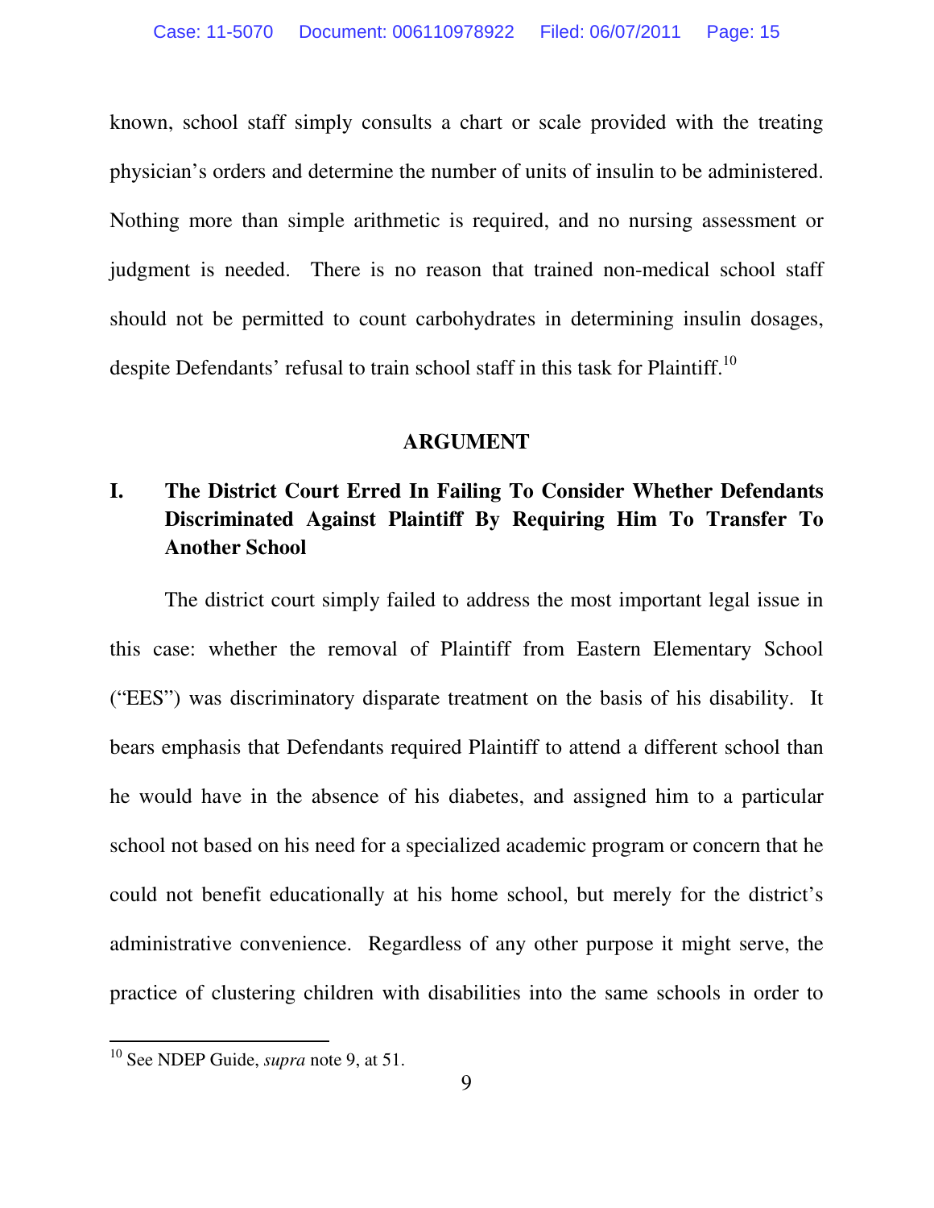known, school staff simply consults a chart or scale provided with the treating physician's orders and determine the number of units of insulin to be administered. Nothing more than simple arithmetic is required, and no nursing assessment or judgment is needed. There is no reason that trained non-medical school staff should not be permitted to count carbohydrates in determining insulin dosages, despite Defendants' refusal to train school staff in this task for Plaintiff.[10]

## ARGUMENT

### I. The District Court Erred In Failing To Consider Whether Defendants Discriminated Against Plaintiff By Requiring Him To Transfer To Another School

The district court simply failed to address the most important legal issue in this case: whether the removal of Plaintiff from Eastern Elementary School ("EES") was discriminatory disparate treatment on the basis of his disability. It bears emphasis that Defendants required Plaintiff to attend a different school than he would have in the absence of his diabetes, and assigned him to a particular school not based on his need for a specialized academic program or concern that he could not benefit educationally at his home school, but merely for the district's administrative convenience. Regardless of any other purpose it might serve, the practice of clustering children with disabilities into the same schools in order to

[10] See NDEP Guide, *supra* note 9, at 51.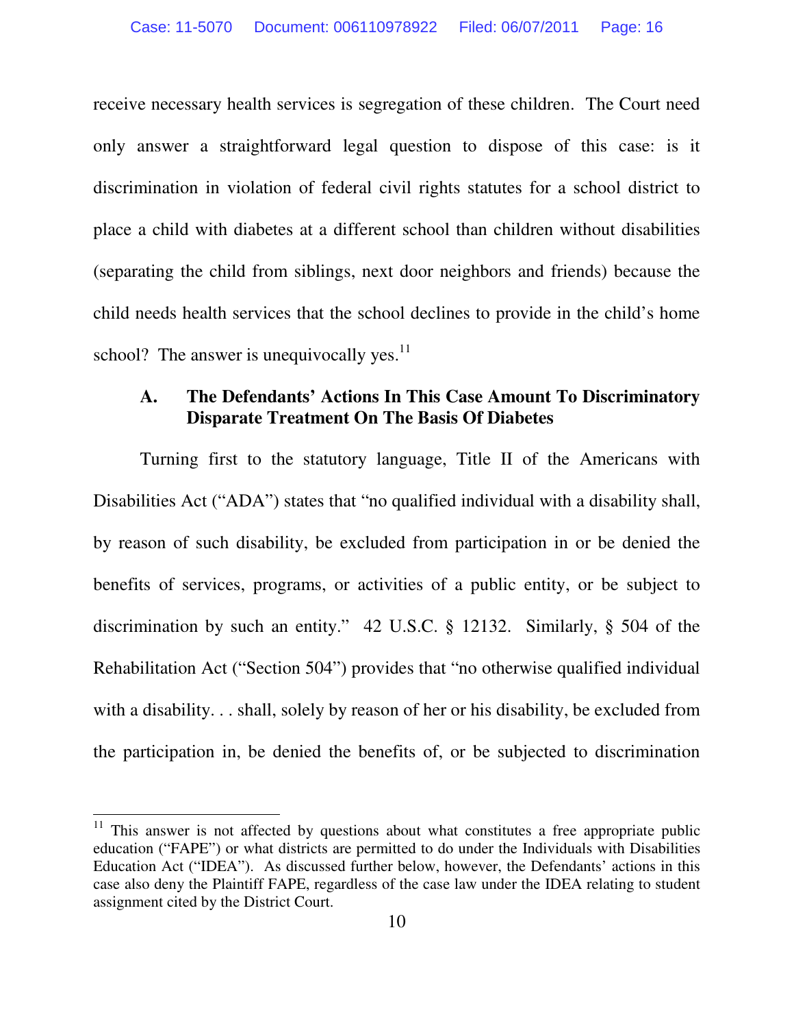receive necessary health services is segregation of these children. The Court need only answer a straightforward legal question to dispose of this case: is it discrimination in violation of federal civil rights statutes for a school district to place a child with diabetes at a different school than children without disabilities (separating the child from siblings, next door neighbors and friends) because the child needs health services that the school declines to provide in the child's home school? The answer is unequivocally yes.[11]

### A. The Defendants' Actions In This Case Amount To Discriminatory Disparate Treatment On The Basis Of Diabetes

Turning first to the statutory language, Title II of the Americans with Disabilities Act ("ADA") states that "no qualified individual with a disability shall, by reason of such disability, be excluded from participation in or be denied the benefits of services, programs, or activities of a public entity, or be subject to discrimination by such an entity." 42 U.S.C. § 12132. Similarly, § 504 of the Rehabilitation Act ("Section 504") provides that "no otherwise qualified individual with a disability. . . shall, solely by reason of her or his disability, be excluded from the participation in, be denied the benefits of, or be subjected to discrimination

---

[11] This answer is not affected by questions about what constitutes a free appropriate public education ("FAPE") or what districts are permitted to do under the Individuals with Disabilities Education Act ("IDEA"). As discussed further below, however, the Defendants' actions in this case also deny the Plaintiff FAPE, regardless of the case law under the IDEA relating to student assignment cited by the District Court.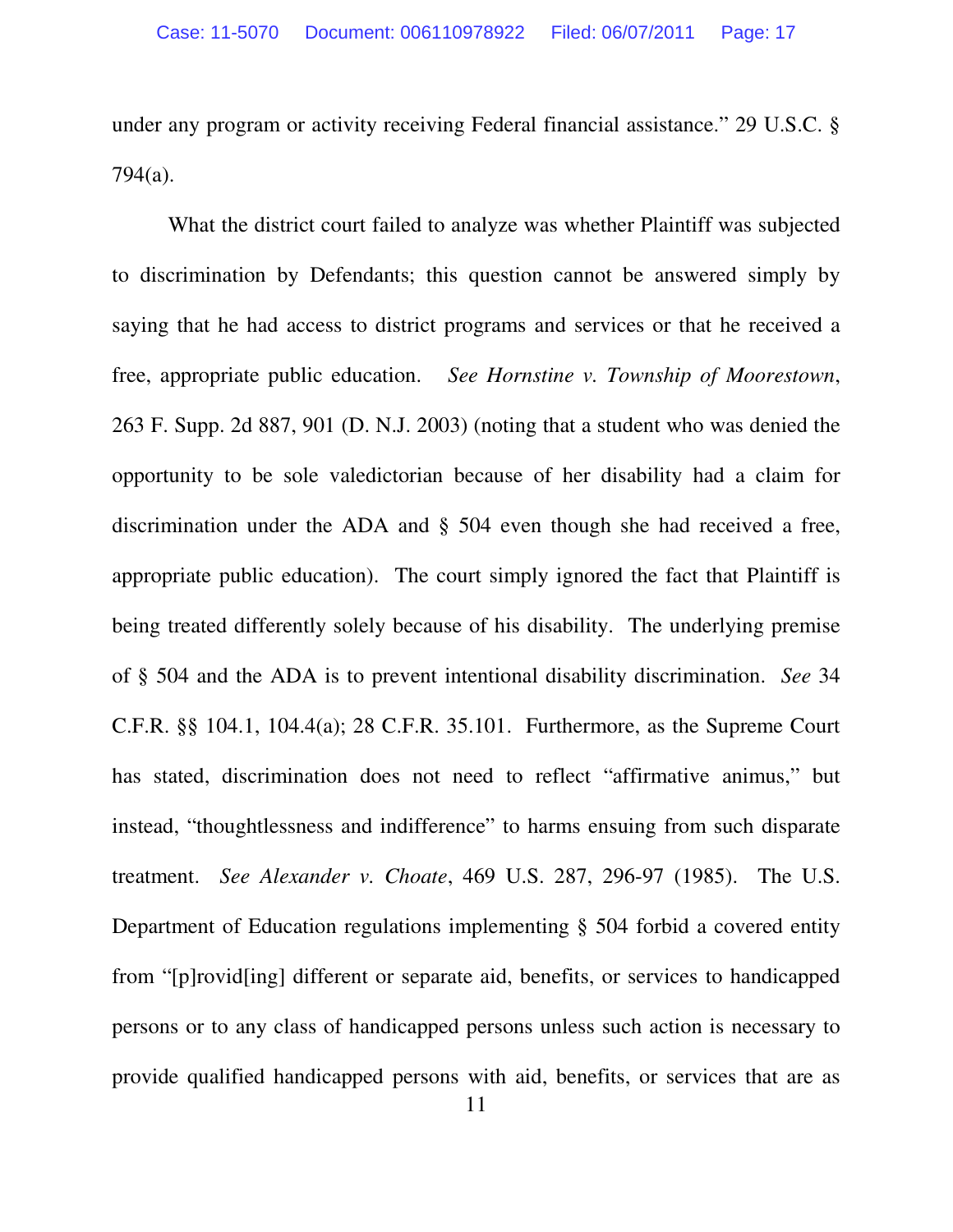under any program or activity receiving Federal financial assistance." 29 U.S.C. § 794(a).

What the district court failed to analyze was whether Plaintiff was subjected to discrimination by Defendants; this question cannot be answered simply by saying that he had access to district programs and services or that he received a free, appropriate public education. *See Hornstine v. Township of Moorestown*, 263 F. Supp. 2d 887, 901 (D. N.J. 2003) (noting that a student who was denied the opportunity to be sole valedictorian because of her disability had a claim for discrimination under the ADA and § 504 even though she had received a free, appropriate public education). The court simply ignored the fact that Plaintiff is being treated differently solely because of his disability. The underlying premise of § 504 and the ADA is to prevent intentional disability discrimination. *See* 34 C.F.R. §§ 104.1, 104.4(a); 28 C.F.R. 35.101. Furthermore, as the Supreme Court has stated, discrimination does not need to reflect "affirmative animus," but instead, "thoughtlessness and indifference" to harms ensuing from such disparate treatment. *See Alexander v. Choate*, 469 U.S. 287, 296-97 (1985). The U.S. Department of Education regulations implementing § 504 forbid a covered entity from "[p]rovid[ing] different or separate aid, benefits, or services to handicapped persons or to any class of handicapped persons unless such action is necessary to provide qualified handicapped persons with aid, benefits, or services that are as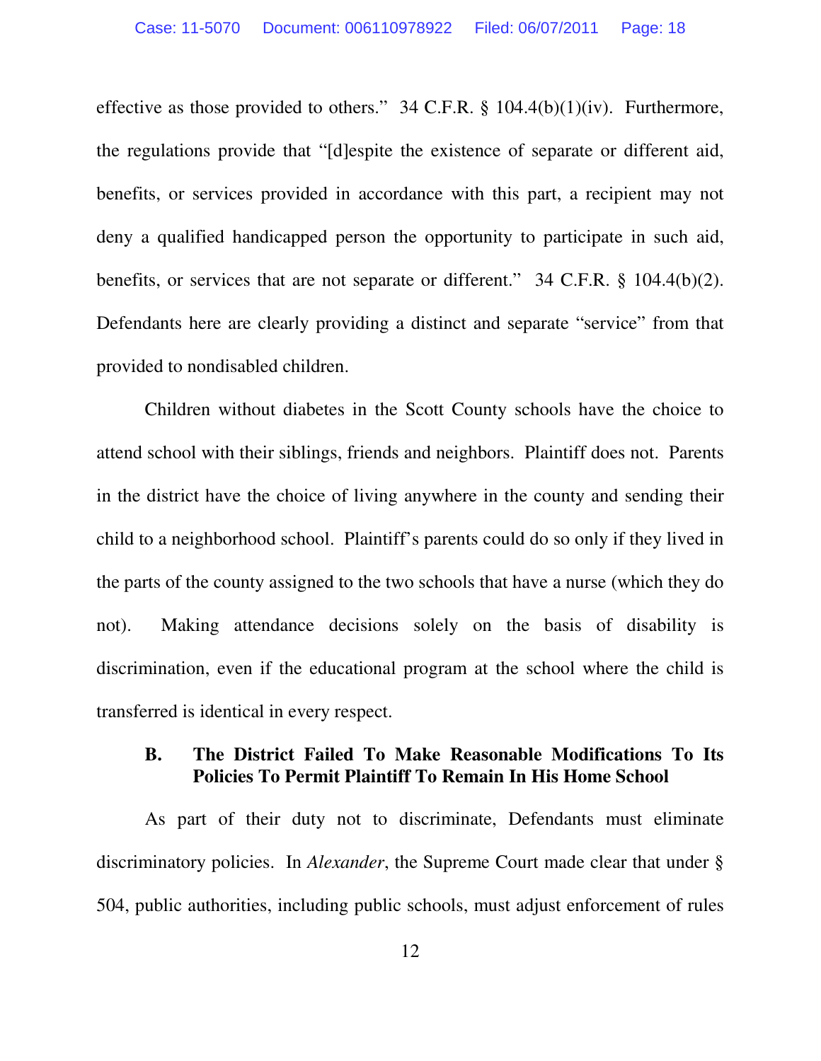effective as those provided to others." 34 C.F.R. § 104.4(b)(1)(iv). Furthermore, the regulations provide that "[d]espite the existence of separate or different aid, benefits, or services provided in accordance with this part, a recipient may not deny a qualified handicapped person the opportunity to participate in such aid, benefits, or services that are not separate or different." 34 C.F.R. § 104.4(b)(2). Defendants here are clearly providing a distinct and separate "service" from that provided to nondisabled children.

Children without diabetes in the Scott County schools have the choice to attend school with their siblings, friends and neighbors. Plaintiff does not. Parents in the district have the choice of living anywhere in the county and sending their child to a neighborhood school. Plaintiff's parents could do so only if they lived in the parts of the county assigned to the two schools that have a nurse (which they do not). Making attendance decisions solely on the basis of disability is discrimination, even if the educational program at the school where the child is transferred is identical in every respect.

### B. The District Failed To Make Reasonable Modifications To Its Policies To Permit Plaintiff To Remain In His Home School

As part of their duty not to discriminate, Defendants must eliminate discriminatory policies. In *Alexander*, the Supreme Court made clear that under § 504, public authorities, including public schools, must adjust enforcement of rules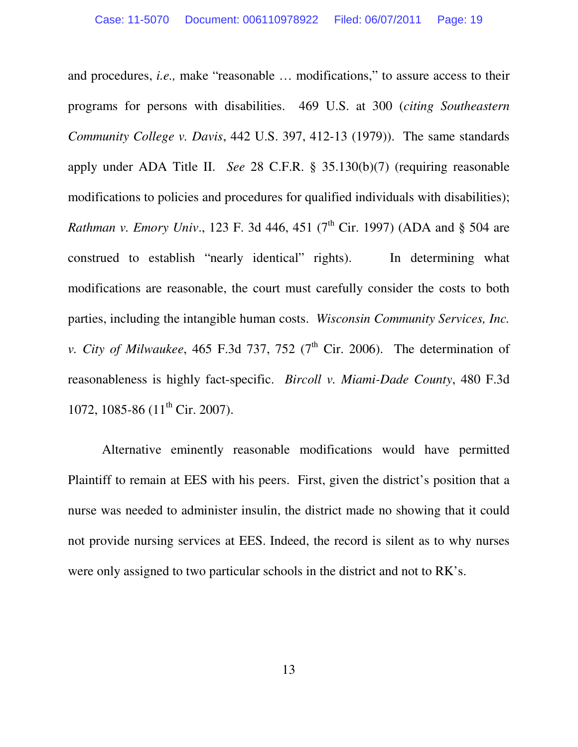and procedures, *i.e.,* make "reasonable … modifications," to assure access to their programs for persons with disabilities. 469 U.S. at 300 (*citing Southeastern Community College v. Davis*, 442 U.S. 397, 412-13 (1979)). The same standards apply under ADA Title II. *See* 28 C.F.R. § 35.130(b)(7) (requiring reasonable modifications to policies and procedures for qualified individuals with disabilities); *Rathman v. Emory Univ*., 123 F. 3d 446, 451 (7th Cir. 1997) (ADA and § 504 are construed to establish "nearly identical" rights). In determining what modifications are reasonable, the court must carefully consider the costs to both parties, including the intangible human costs. *Wisconsin Community Services, Inc. v. City of Milwaukee*, 465 F.3d 737, 752 (7th Cir. 2006). The determination of reasonableness is highly fact-specific. *Bircoll v. Miami-Dade County*, 480 F.3d 1072, 1085-86 (11th Cir. 2007).

Alternative eminently reasonable modifications would have permitted Plaintiff to remain at EES with his peers. First, given the district's position that a nurse was needed to administer insulin, the district made no showing that it could not provide nursing services at EES. Indeed, the record is silent as to why nurses were only assigned to two particular schools in the district and not to RK's.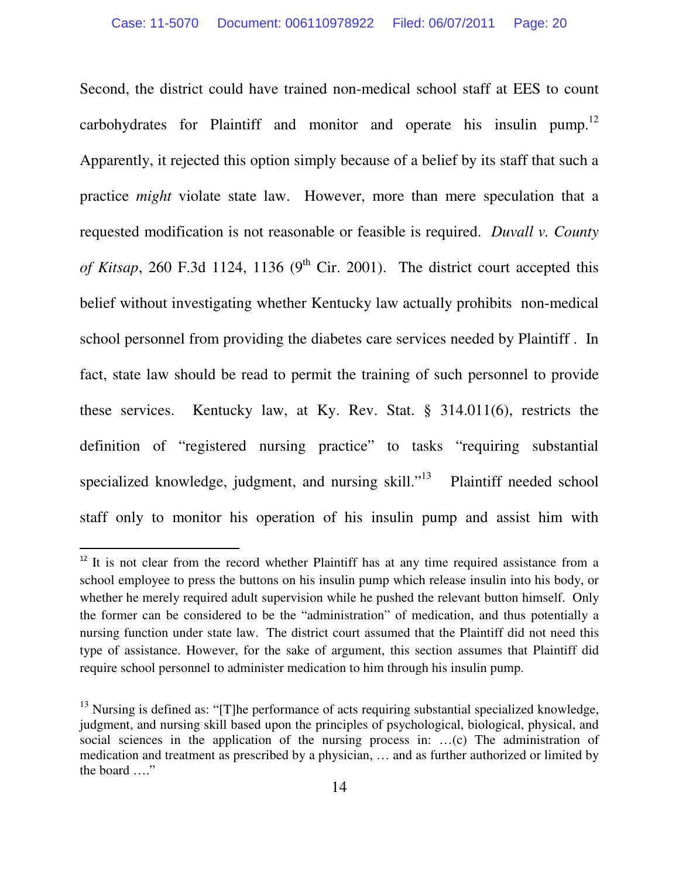Second, the district could have trained non-medical school staff at EES to count carbohydrates for Plaintiff and monitor and operate his insulin pump.[12] Apparently, it rejected this option simply because of a belief by its staff that such a practice *might* violate state law. However, more than mere speculation that a requested modification is not reasonable or feasible is required. *Duvall v. County of Kitsap*, 260 F.3d 1124, 1136 (9th Cir. 2001). The district court accepted this belief without investigating whether Kentucky law actually prohibits non-medical school personnel from providing the diabetes care services needed by Plaintiff . In fact, state law should be read to permit the training of such personnel to provide these services. Kentucky law, at Ky. Rev. Stat. § 314.011(6), restricts the definition of "registered nursing practice" to tasks "requiring substantial specialized knowledge, judgment, and nursing skill."[13] Plaintiff needed school staff only to monitor his operation of his insulin pump and assist him with

---

[12] It is not clear from the record whether Plaintiff has at any time required assistance from a school employee to press the buttons on his insulin pump which release insulin into his body, or whether he merely required adult supervision while he pushed the relevant button himself. Only the former can be considered to be the "administration" of medication, and thus potentially a nursing function under state law. The district court assumed that the Plaintiff did not need this type of assistance. However, for the sake of argument, this section assumes that Plaintiff did require school personnel to administer medication to him through his insulin pump.

[13] Nursing is defined as: "[T]he performance of acts requiring substantial specialized knowledge, judgment, and nursing skill based upon the principles of psychological, biological, physical, and social sciences in the application of the nursing process in: …(c) The administration of medication and treatment as prescribed by a physician, … and as further authorized or limited by the board …."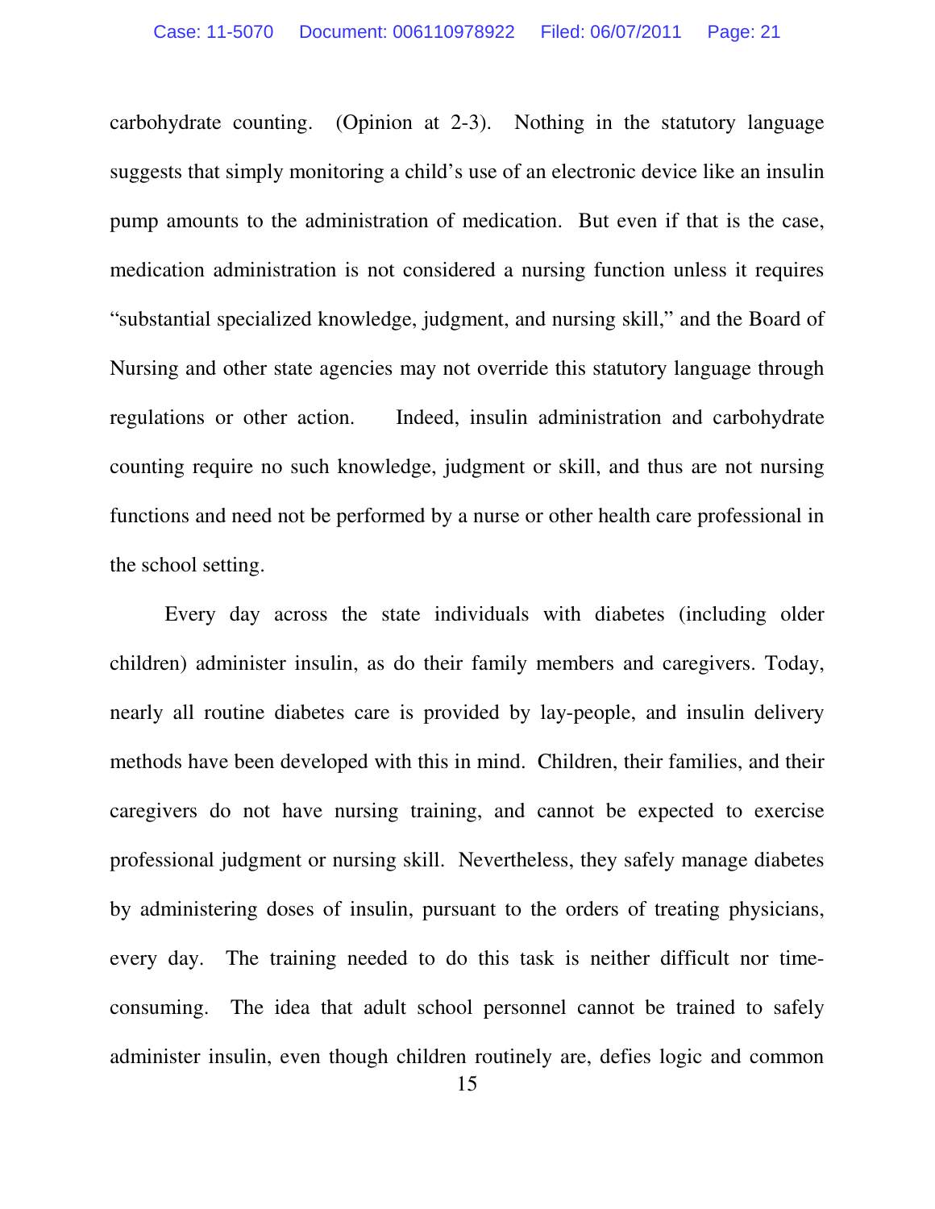carbohydrate counting. (Opinion at 2-3). Nothing in the statutory language suggests that simply monitoring a child's use of an electronic device like an insulin pump amounts to the administration of medication. But even if that is the case, medication administration is not considered a nursing function unless it requires "substantial specialized knowledge, judgment, and nursing skill," and the Board of Nursing and other state agencies may not override this statutory language through regulations or other action. Indeed, insulin administration and carbohydrate counting require no such knowledge, judgment or skill, and thus are not nursing functions and need not be performed by a nurse or other health care professional in the school setting.

Every day across the state individuals with diabetes (including older children) administer insulin, as do their family members and caregivers. Today, nearly all routine diabetes care is provided by lay-people, and insulin delivery methods have been developed with this in mind. Children, their families, and their caregivers do not have nursing training, and cannot be expected to exercise professional judgment or nursing skill. Nevertheless, they safely manage diabetes by administering doses of insulin, pursuant to the orders of treating physicians, every day. The training needed to do this task is neither difficult nor time-consuming. The idea that adult school personnel cannot be trained to safely administer insulin, even though children routinely are, defies logic and common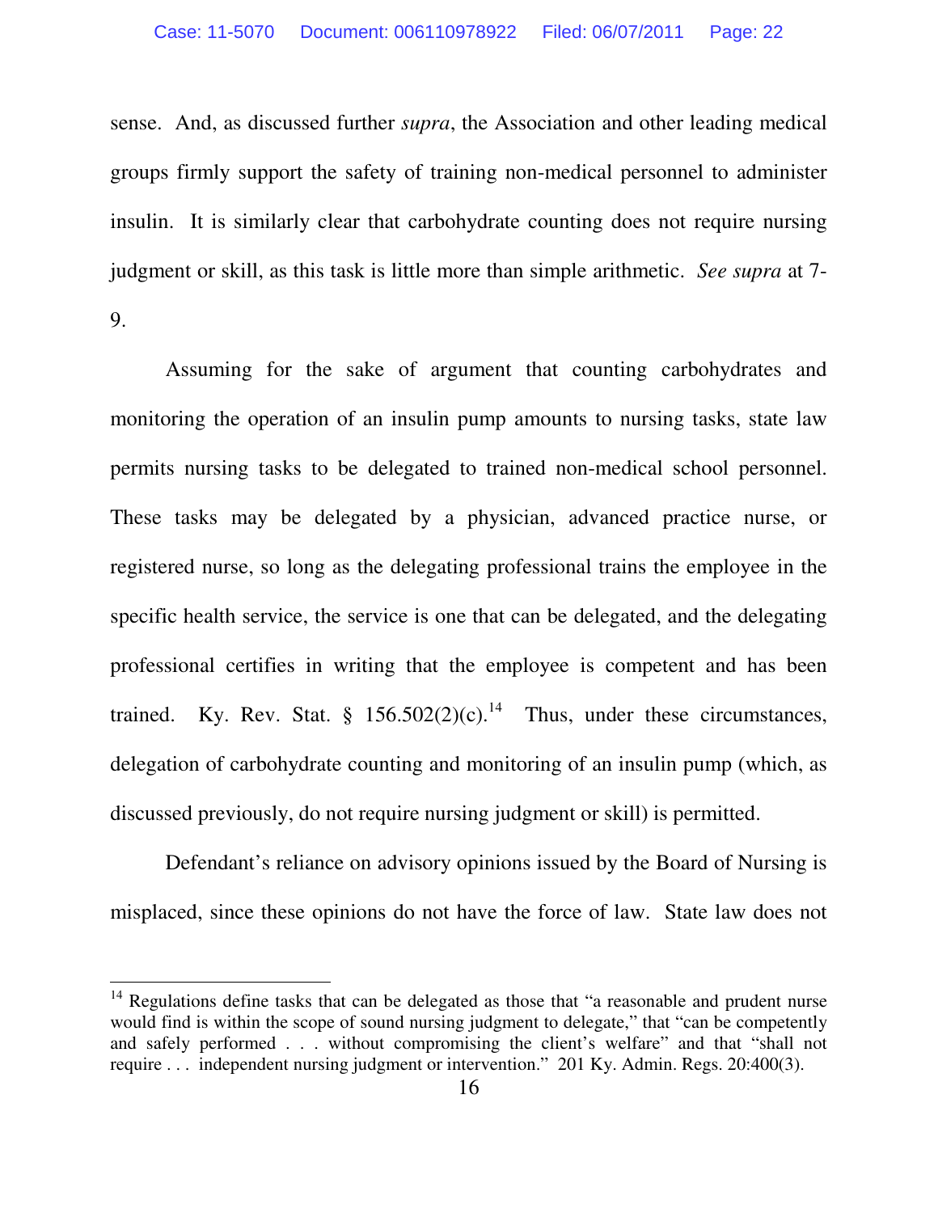sense. And, as discussed further *supra*, the Association and other leading medical groups firmly support the safety of training non-medical personnel to administer insulin. It is similarly clear that carbohydrate counting does not require nursing judgment or skill, as this task is little more than simple arithmetic. *See supra* at 7-9.

Assuming for the sake of argument that counting carbohydrates and monitoring the operation of an insulin pump amounts to nursing tasks, state law permits nursing tasks to be delegated to trained non-medical school personnel. These tasks may be delegated by a physician, advanced practice nurse, or registered nurse, so long as the delegating professional trains the employee in the specific health service, the service is one that can be delegated, and the delegating professional certifies in writing that the employee is competent and has been trained. Ky. Rev. Stat. § 156.502(2)(c).[14] Thus, under these circumstances, delegation of carbohydrate counting and monitoring of an insulin pump (which, as discussed previously, do not require nursing judgment or skill) is permitted.

Defendant's reliance on advisory opinions issued by the Board of Nursing is misplaced, since these opinions do not have the force of law. State law does not

---

[14] Regulations define tasks that can be delegated as those that "a reasonable and prudent nurse would find is within the scope of sound nursing judgment to delegate," that "can be competently and safely performed . . . without compromising the client's welfare" and that "shall not require . . . independent nursing judgment or intervention." 201 Ky. Admin. Regs. 20:400(3).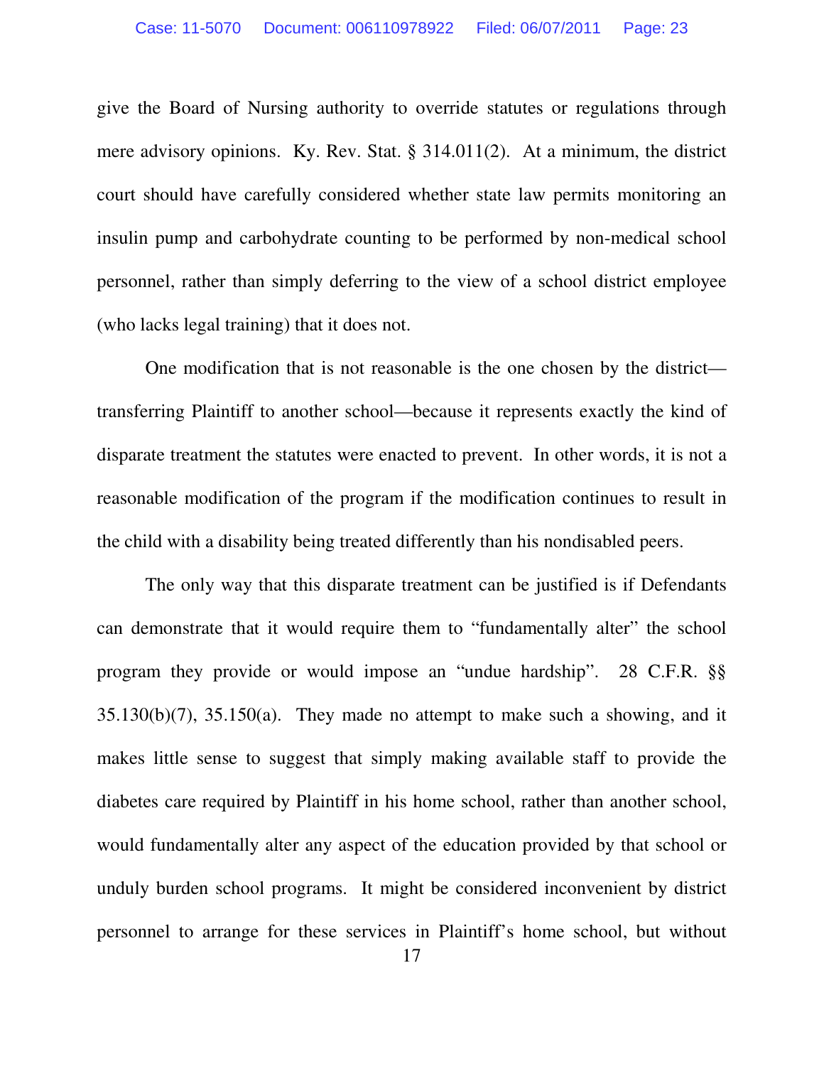give the Board of Nursing authority to override statutes or regulations through mere advisory opinions. Ky. Rev. Stat. § 314.011(2). At a minimum, the district court should have carefully considered whether state law permits monitoring an insulin pump and carbohydrate counting to be performed by non-medical school personnel, rather than simply deferring to the view of a school district employee (who lacks legal training) that it does not.

One modification that is not reasonable is the one chosen by the district—transferring Plaintiff to another school—because it represents exactly the kind of disparate treatment the statutes were enacted to prevent. In other words, it is not a reasonable modification of the program if the modification continues to result in the child with a disability being treated differently than his nondisabled peers.

The only way that this disparate treatment can be justified is if Defendants can demonstrate that it would require them to "fundamentally alter" the school program they provide or would impose an "undue hardship". 28 C.F.R. §§ 35.130(b)(7), 35.150(a). They made no attempt to make such a showing, and it makes little sense to suggest that simply making available staff to provide the diabetes care required by Plaintiff in his home school, rather than another school, would fundamentally alter any aspect of the education provided by that school or unduly burden school programs. It might be considered inconvenient by district personnel to arrange for these services in Plaintiff's home school, but without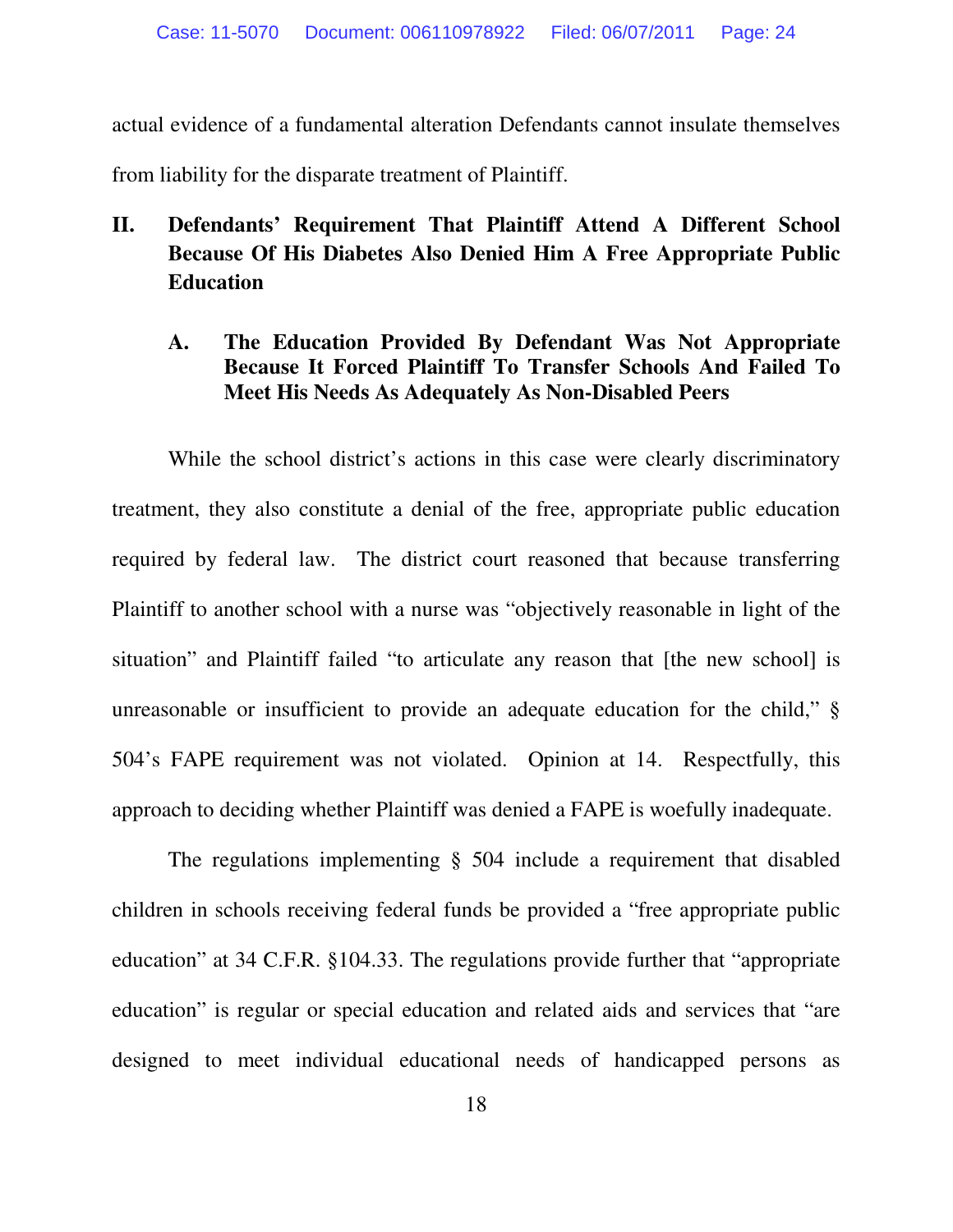actual evidence of a fundamental alteration Defendants cannot insulate themselves from liability for the disparate treatment of Plaintiff.

## II. Defendants' Requirement That Plaintiff Attend A Different School Because Of His Diabetes Also Denied Him A Free Appropriate Public Education

### A. The Education Provided By Defendant Was Not Appropriate Because It Forced Plaintiff To Transfer Schools And Failed To Meet His Needs As Adequately As Non-Disabled Peers

While the school district's actions in this case were clearly discriminatory treatment, they also constitute a denial of the free, appropriate public education required by federal law. The district court reasoned that because transferring Plaintiff to another school with a nurse was "objectively reasonable in light of the situation" and Plaintiff failed "to articulate any reason that [the new school] is unreasonable or insufficient to provide an adequate education for the child," § 504's FAPE requirement was not violated. Opinion at 14. Respectfully, this approach to deciding whether Plaintiff was denied a FAPE is woefully inadequate.

The regulations implementing § 504 include a requirement that disabled children in schools receiving federal funds be provided a "free appropriate public education" at 34 C.F.R. §104.33. The regulations provide further that "appropriate education" is regular or special education and related aids and services that "are designed to meet individual educational needs of handicapped persons as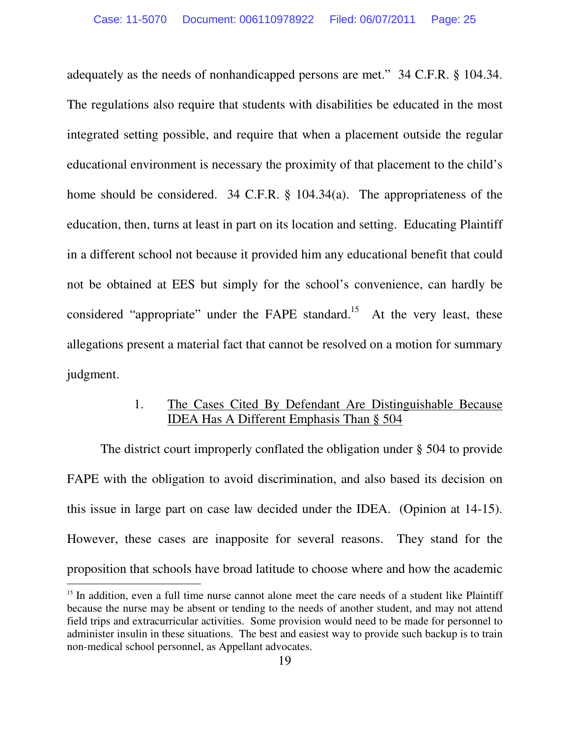adequately as the needs of nonhandicapped persons are met." 34 C.F.R. § 104.34. The regulations also require that students with disabilities be educated in the most integrated setting possible, and require that when a placement outside the regular educational environment is necessary the proximity of that placement to the child's home should be considered. 34 C.F.R. § 104.34(a). The appropriateness of the education, then, turns at least in part on its location and setting. Educating Plaintiff in a different school not because it provided him any educational benefit that could not be obtained at EES but simply for the school's convenience, can hardly be considered "appropriate" under the FAPE standard.[15] At the very least, these allegations present a material fact that cannot be resolved on a motion for summary judgment.

1. <u>The Cases Cited By Defendant Are Distinguishable Because IDEA Has A Different Emphasis Than § 504</u>

The district court improperly conflated the obligation under § 504 to provide FAPE with the obligation to avoid discrimination, and also based its decision on this issue in large part on case law decided under the IDEA. (Opinion at 14-15). However, these cases are inapposite for several reasons. They stand for the proposition that schools have broad latitude to choose where and how the academic

[15] In addition, even a full time nurse cannot alone meet the care needs of a student like Plaintiff because the nurse may be absent or tending to the needs of another student, and may not attend field trips and extracurricular activities. Some provision would need to be made for personnel to administer insulin in these situations. The best and easiest way to provide such backup is to train non-medical school personnel, as Appellant advocates.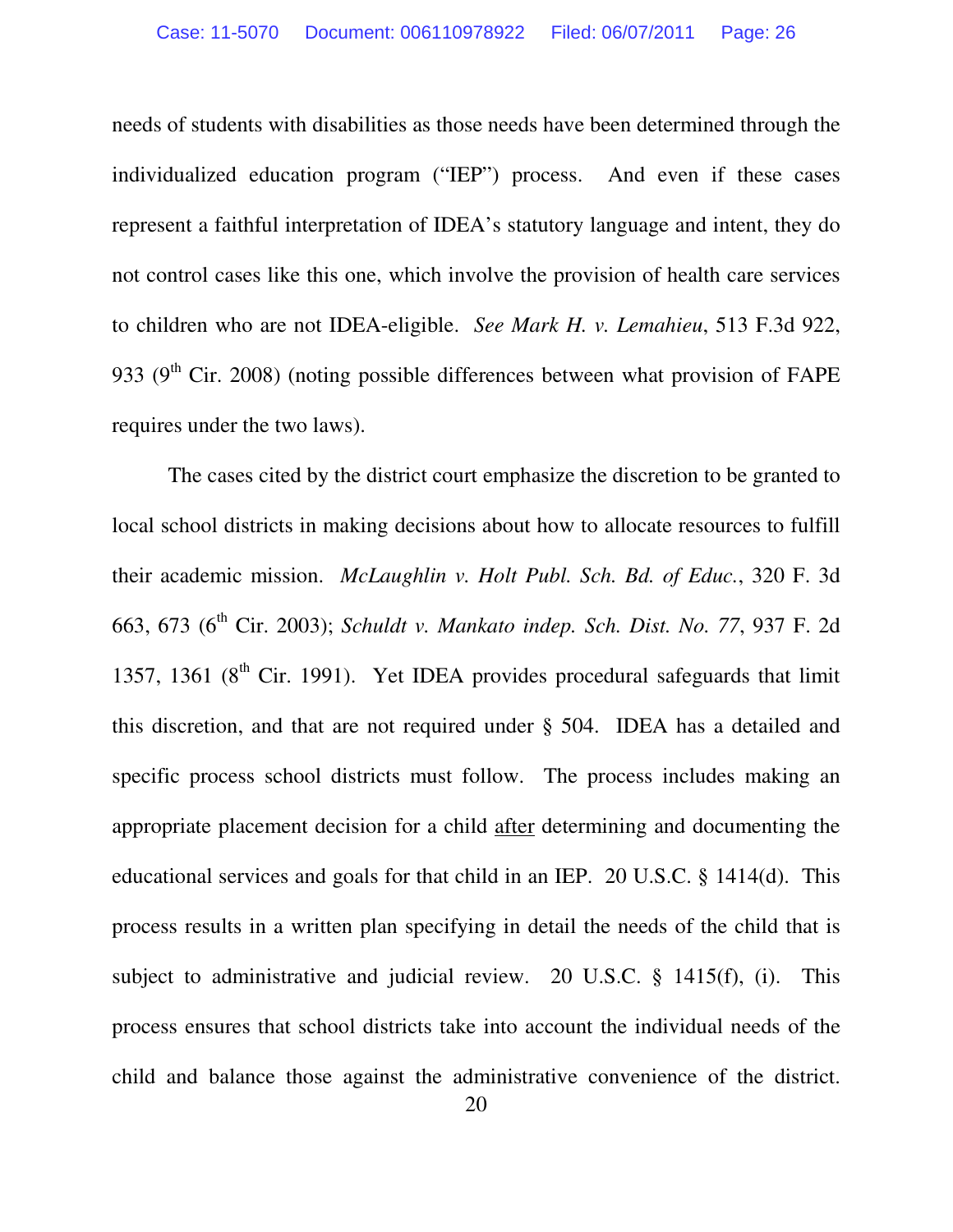needs of students with disabilities as those needs have been determined through the individualized education program ("IEP") process. And even if these cases represent a faithful interpretation of IDEA's statutory language and intent, they do not control cases like this one, which involve the provision of health care services to children who are not IDEA-eligible. *See Mark H. v. Lemahieu*, 513 F.3d 922, 933 (9th Cir. 2008) (noting possible differences between what provision of FAPE requires under the two laws).

The cases cited by the district court emphasize the discretion to be granted to local school districts in making decisions about how to allocate resources to fulfill their academic mission. *McLaughlin v. Holt Publ. Sch. Bd. of Educ.*, 320 F. 3d 663, 673 (6th Cir. 2003); *Schuldt v. Mankato indep. Sch. Dist. No. 77*, 937 F. 2d 1357, 1361 (8th Cir. 1991). Yet IDEA provides procedural safeguards that limit this discretion, and that are not required under § 504. IDEA has a detailed and specific process school districts must follow. The process includes making an appropriate placement decision for a child after determining and documenting the educational services and goals for that child in an IEP. 20 U.S.C. § 1414(d). This process results in a written plan specifying in detail the needs of the child that is subject to administrative and judicial review. 20 U.S.C. § 1415(f), (i). This process ensures that school districts take into account the individual needs of the child and balance those against the administrative convenience of the district.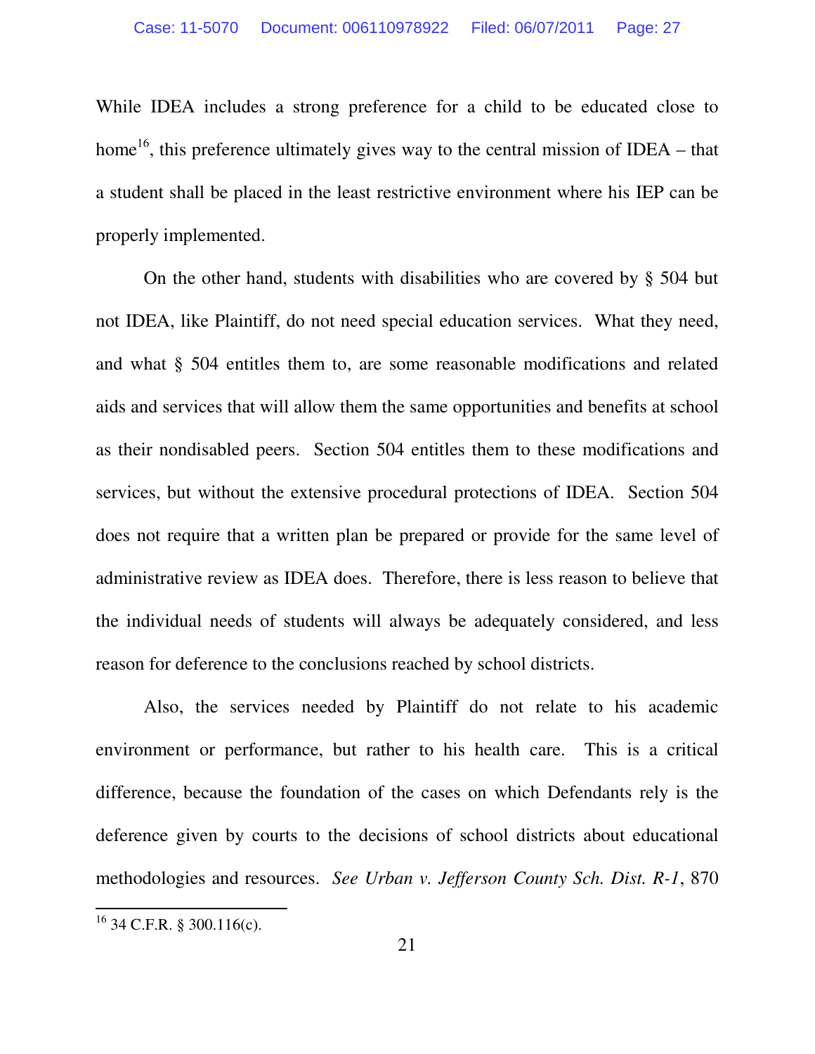While IDEA includes a strong preference for a child to be educated close to home[16], this preference ultimately gives way to the central mission of IDEA – that a student shall be placed in the least restrictive environment where his IEP can be properly implemented.

On the other hand, students with disabilities who are covered by § 504 but not IDEA, like Plaintiff, do not need special education services. What they need, and what § 504 entitles them to, are some reasonable modifications and related aids and services that will allow them the same opportunities and benefits at school as their nondisabled peers. Section 504 entitles them to these modifications and services, but without the extensive procedural protections of IDEA. Section 504 does not require that a written plan be prepared or provide for the same level of administrative review as IDEA does. Therefore, there is less reason to believe that the individual needs of students will always be adequately considered, and less reason for deference to the conclusions reached by school districts.

Also, the services needed by Plaintiff do not relate to his academic environment or performance, but rather to his health care. This is a critical difference, because the foundation of the cases on which Defendants rely is the deference given by courts to the decisions of school districts about educational methodologies and resources. *See Urban v. Jefferson County Sch. Dist. R-1*, 870

---

[16] 34 C.F.R. § 300.116(c).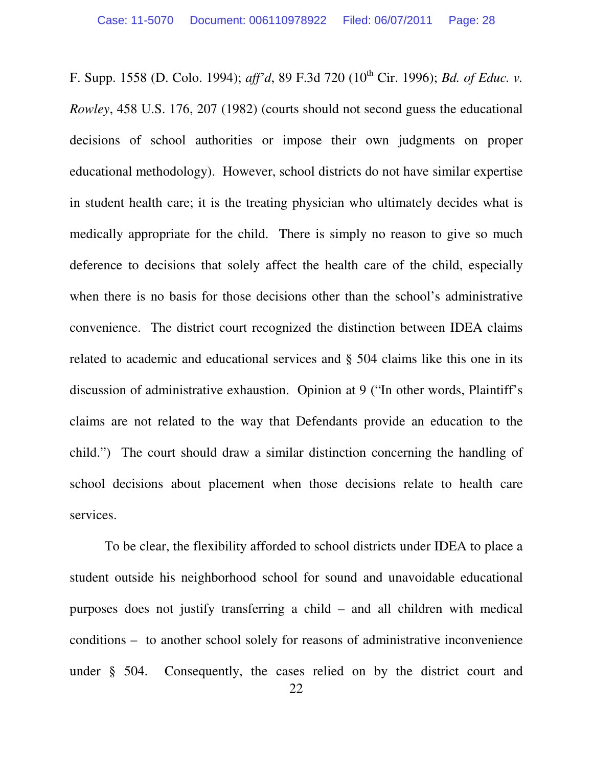F. Supp. 1558 (D. Colo. 1994); *aff'd*, 89 F.3d 720 (10th Cir. 1996); *Bd. of Educ. v. Rowley*, 458 U.S. 176, 207 (1982) (courts should not second guess the educational decisions of school authorities or impose their own judgments on proper educational methodology). However, school districts do not have similar expertise in student health care; it is the treating physician who ultimately decides what is medically appropriate for the child. There is simply no reason to give so much deference to decisions that solely affect the health care of the child, especially when there is no basis for those decisions other than the school's administrative convenience. The district court recognized the distinction between IDEA claims related to academic and educational services and § 504 claims like this one in its discussion of administrative exhaustion. Opinion at 9 ("In other words, Plaintiff's claims are not related to the way that Defendants provide an education to the child.") The court should draw a similar distinction concerning the handling of school decisions about placement when those decisions relate to health care services.

To be clear, the flexibility afforded to school districts under IDEA to place a student outside his neighborhood school for sound and unavoidable educational purposes does not justify transferring a child – and all children with medical conditions – to another school solely for reasons of administrative inconvenience under § 504. Consequently, the cases relied on by the district court and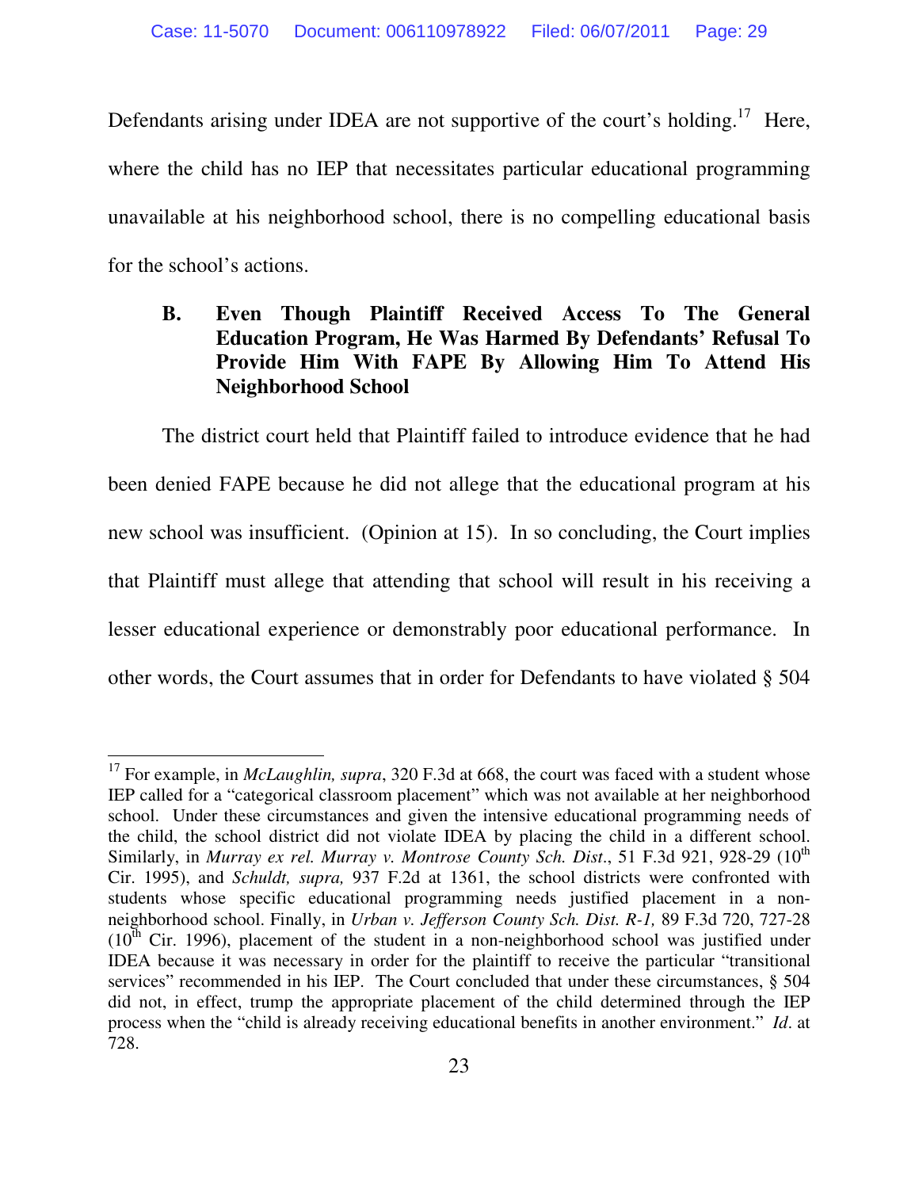Defendants arising under IDEA are not supportive of the court's holding.[17] Here, where the child has no IEP that necessitates particular educational programming unavailable at his neighborhood school, there is no compelling educational basis for the school's actions.

### B. Even Though Plaintiff Received Access To The General Education Program, He Was Harmed By Defendants' Refusal To Provide Him With FAPE By Allowing Him To Attend His Neighborhood School

The district court held that Plaintiff failed to introduce evidence that he had been denied FAPE because he did not allege that the educational program at his new school was insufficient. (Opinion at 15). In so concluding, the Court implies that Plaintiff must allege that attending that school will result in his receiving a lesser educational experience or demonstrably poor educational performance. In other words, the Court assumes that in order for Defendants to have violated § 504

---

[17] For example, in *McLaughlin, supra*, 320 F.3d at 668, the court was faced with a student whose IEP called for a "categorical classroom placement" which was not available at her neighborhood school. Under these circumstances and given the intensive educational programming needs of the child, the school district did not violate IDEA by placing the child in a different school. Similarly, in *Murray ex rel. Murray v. Montrose County Sch. Dist*., 51 F.3d 921, 928-29 (10th Cir. 1995), and *Schuldt, supra,* 937 F.2d at 1361, the school districts were confronted with students whose specific educational programming needs justified placement in a non-neighborhood school. Finally, in *Urban v. Jefferson County Sch. Dist. R-1,* 89 F.3d 720, 727-28 (10th Cir. 1996), placement of the student in a non-neighborhood school was justified under IDEA because it was necessary in order for the plaintiff to receive the particular "transitional services" recommended in his IEP. The Court concluded that under these circumstances, § 504 did not, in effect, trump the appropriate placement of the child determined through the IEP process when the "child is already receiving educational benefits in another environment." *Id*. at 728.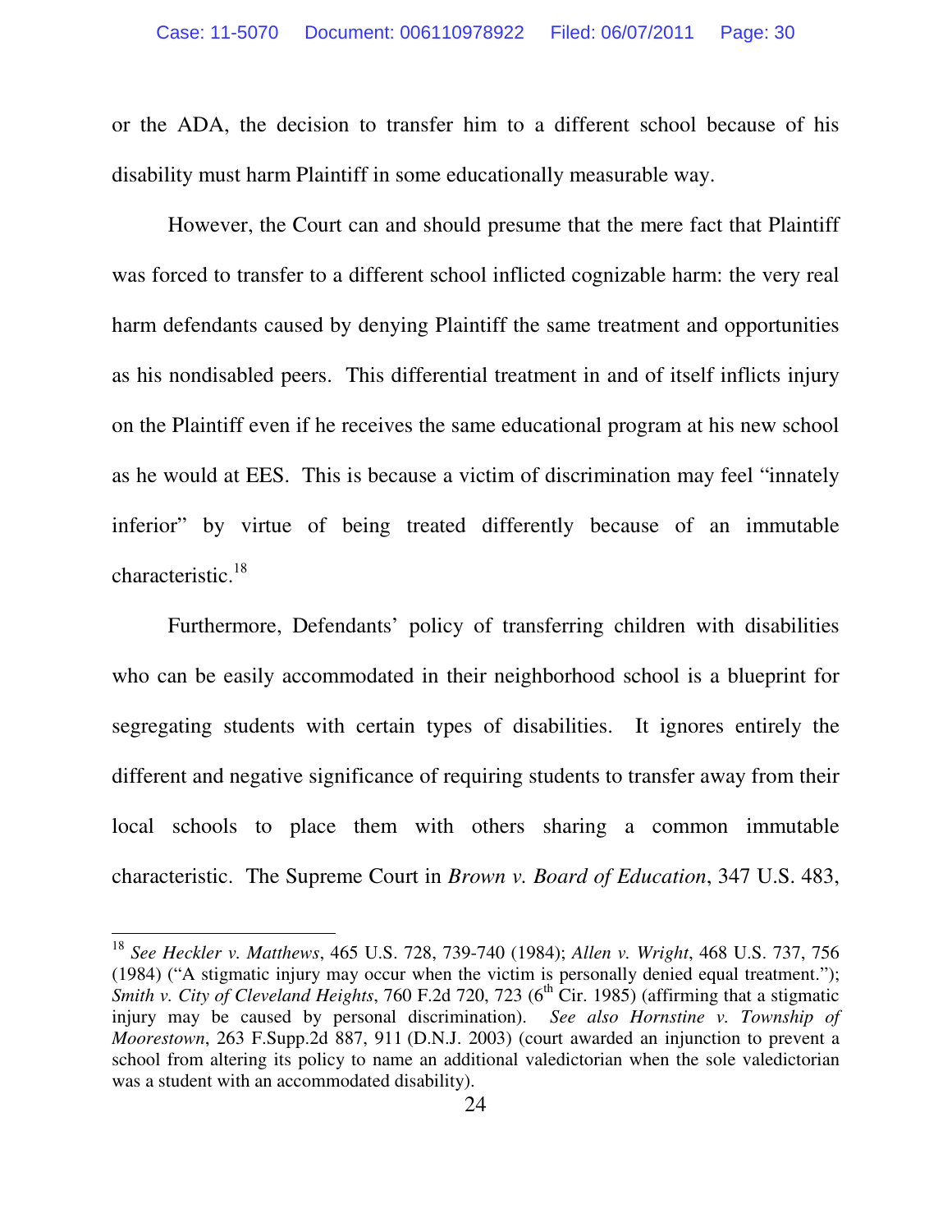or the ADA, the decision to transfer him to a different school because of his disability must harm Plaintiff in some educationally measurable way.

However, the Court can and should presume that the mere fact that Plaintiff was forced to transfer to a different school inflicted cognizable harm: the very real harm defendants caused by denying Plaintiff the same treatment and opportunities as his nondisabled peers. This differential treatment in and of itself inflicts injury on the Plaintiff even if he receives the same educational program at his new school as he would at EES. This is because a victim of discrimination may feel "innately inferior" by virtue of being treated differently because of an immutable characteristic.[18]

Furthermore, Defendants' policy of transferring children with disabilities who can be easily accommodated in their neighborhood school is a blueprint for segregating students with certain types of disabilities. It ignores entirely the different and negative significance of requiring students to transfer away from their local schools to place them with others sharing a common immutable characteristic. The Supreme Court in *Brown v. Board of Education*, 347 U.S. 483,

---

[18] *See Heckler v. Matthews*, 465 U.S. 728, 739-740 (1984); *Allen v. Wright*, 468 U.S. 737, 756 (1984) ("A stigmatic injury may occur when the victim is personally denied equal treatment."); *Smith v. City of Cleveland Heights*, 760 F.2d 720, 723 (6th Cir. 1985) (affirming that a stigmatic injury may be caused by personal discrimination). *See also Hornstine v. Township of Moorestown*, 263 F.Supp.2d 887, 911 (D.N.J. 2003) (court awarded an injunction to prevent a school from altering its policy to name an additional valedictorian when the sole valedictorian was a student with an accommodated disability).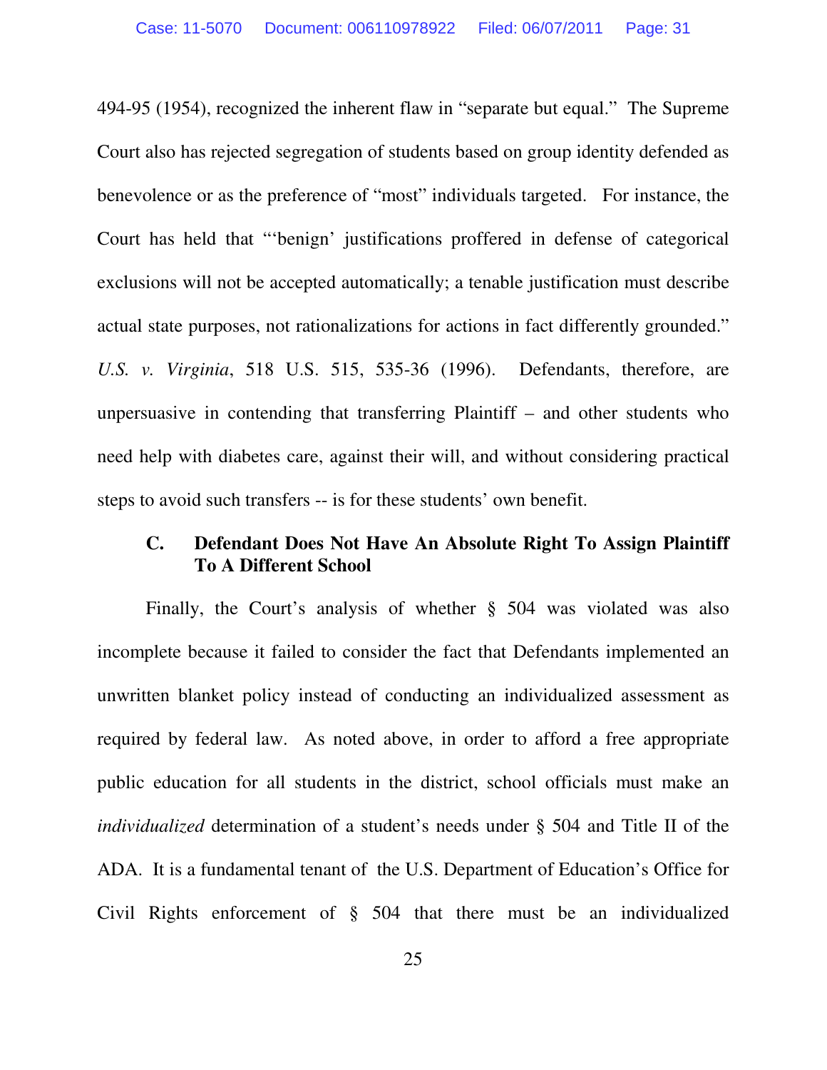494-95 (1954), recognized the inherent flaw in "separate but equal." The Supreme Court also has rejected segregation of students based on group identity defended as benevolence or as the preference of "most" individuals targeted. For instance, the Court has held that "'benign' justifications proffered in defense of categorical exclusions will not be accepted automatically; a tenable justification must describe actual state purposes, not rationalizations for actions in fact differently grounded." *U.S. v. Virginia*, 518 U.S. 515, 535-36 (1996). Defendants, therefore, are unpersuasive in contending that transferring Plaintiff – and other students who need help with diabetes care, against their will, and without considering practical steps to avoid such transfers -- is for these students' own benefit.

### C. Defendant Does Not Have An Absolute Right To Assign Plaintiff To A Different School

Finally, the Court's analysis of whether § 504 was violated was also incomplete because it failed to consider the fact that Defendants implemented an unwritten blanket policy instead of conducting an individualized assessment as required by federal law. As noted above, in order to afford a free appropriate public education for all students in the district, school officials must make an *individualized* determination of a student's needs under § 504 and Title II of the ADA. It is a fundamental tenant of the U.S. Department of Education's Office for Civil Rights enforcement of § 504 that there must be an individualized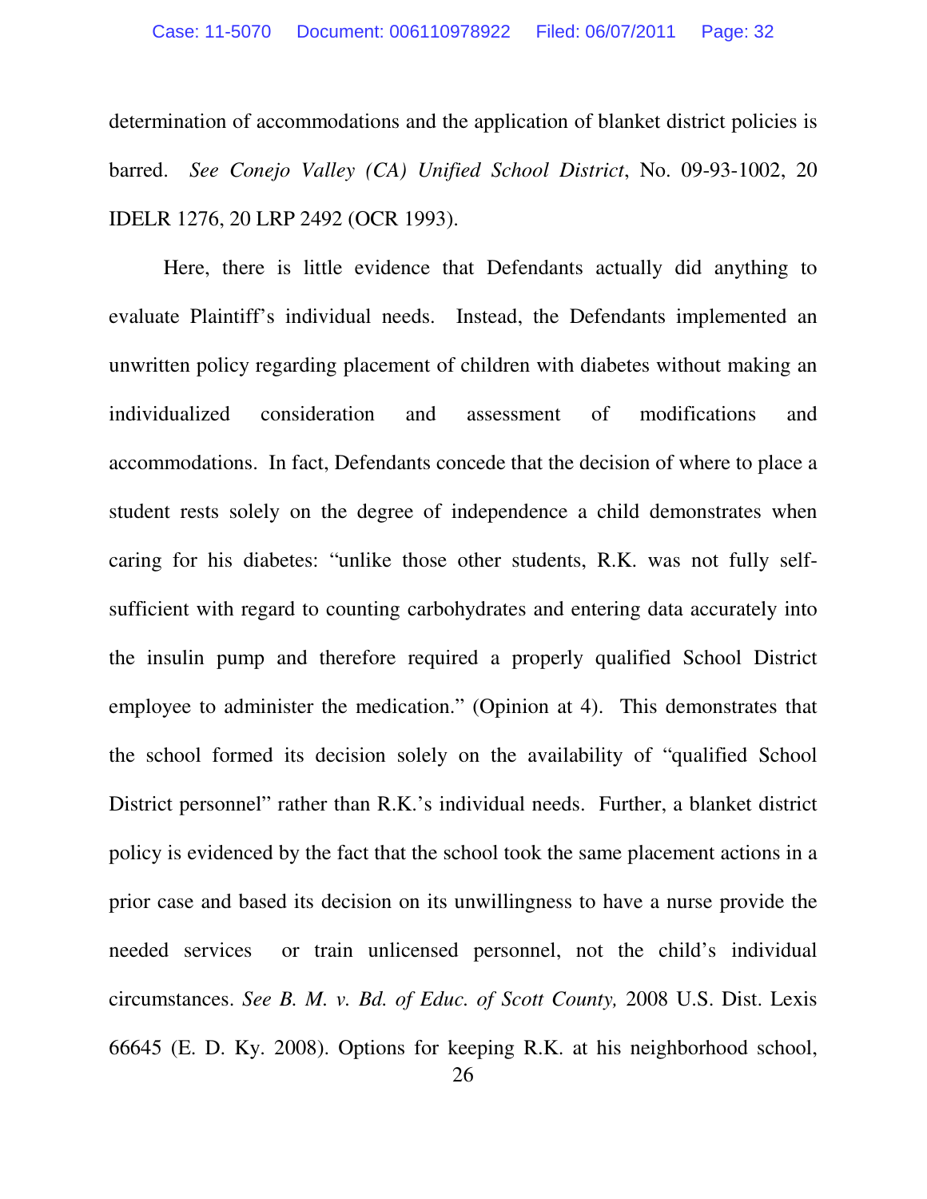determination of accommodations and the application of blanket district policies is barred. *See Conejo Valley (CA) Unified School District*, No. 09-93-1002, 20 IDELR 1276, 20 LRP 2492 (OCR 1993).

Here, there is little evidence that Defendants actually did anything to evaluate Plaintiff's individual needs. Instead, the Defendants implemented an unwritten policy regarding placement of children with diabetes without making an individualized consideration and assessment of modifications and accommodations. In fact, Defendants concede that the decision of where to place a student rests solely on the degree of independence a child demonstrates when caring for his diabetes: "unlike those other students, R.K. was not fully self-sufficient with regard to counting carbohydrates and entering data accurately into the insulin pump and therefore required a properly qualified School District employee to administer the medication." (Opinion at 4). This demonstrates that the school formed its decision solely on the availability of "qualified School District personnel" rather than R.K.'s individual needs. Further, a blanket district policy is evidenced by the fact that the school took the same placement actions in a prior case and based its decision on its unwillingness to have a nurse provide the needed services or train unlicensed personnel, not the child's individual circumstances. *See B. M. v. Bd. of Educ. of Scott County,* 2008 U.S. Dist. Lexis 66645 (E. D. Ky. 2008). Options for keeping R.K. at his neighborhood school,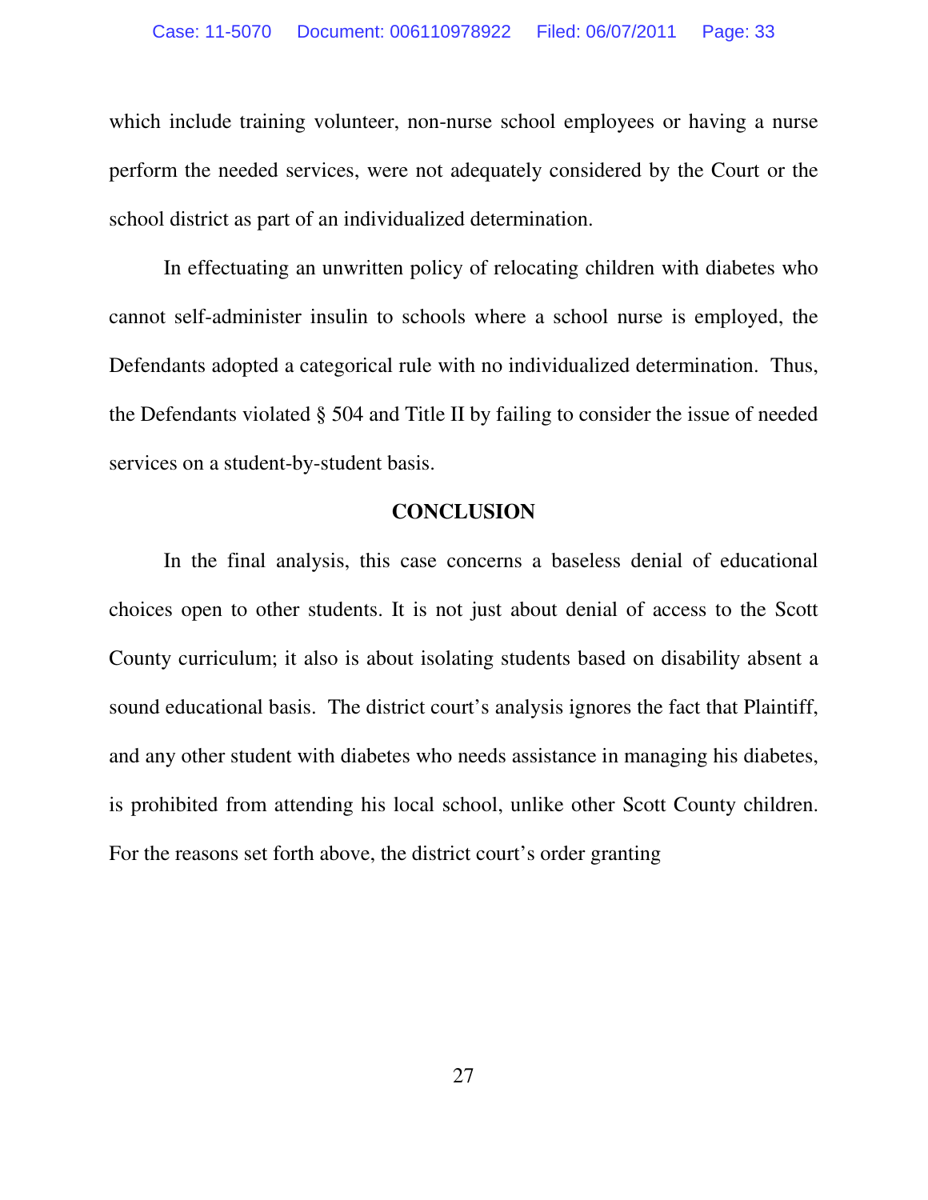which include training volunteer, non-nurse school employees or having a nurse perform the needed services, were not adequately considered by the Court or the school district as part of an individualized determination.

In effectuating an unwritten policy of relocating children with diabetes who cannot self-administer insulin to schools where a school nurse is employed, the Defendants adopted a categorical rule with no individualized determination. Thus, the Defendants violated § 504 and Title II by failing to consider the issue of needed services on a student-by-student basis.

## CONCLUSION

In the final analysis, this case concerns a baseless denial of educational choices open to other students. It is not just about denial of access to the Scott County curriculum; it also is about isolating students based on disability absent a sound educational basis. The district court's analysis ignores the fact that Plaintiff, and any other student with diabetes who needs assistance in managing his diabetes, is prohibited from attending his local school, unlike other Scott County children. For the reasons set forth above, the district court's order granting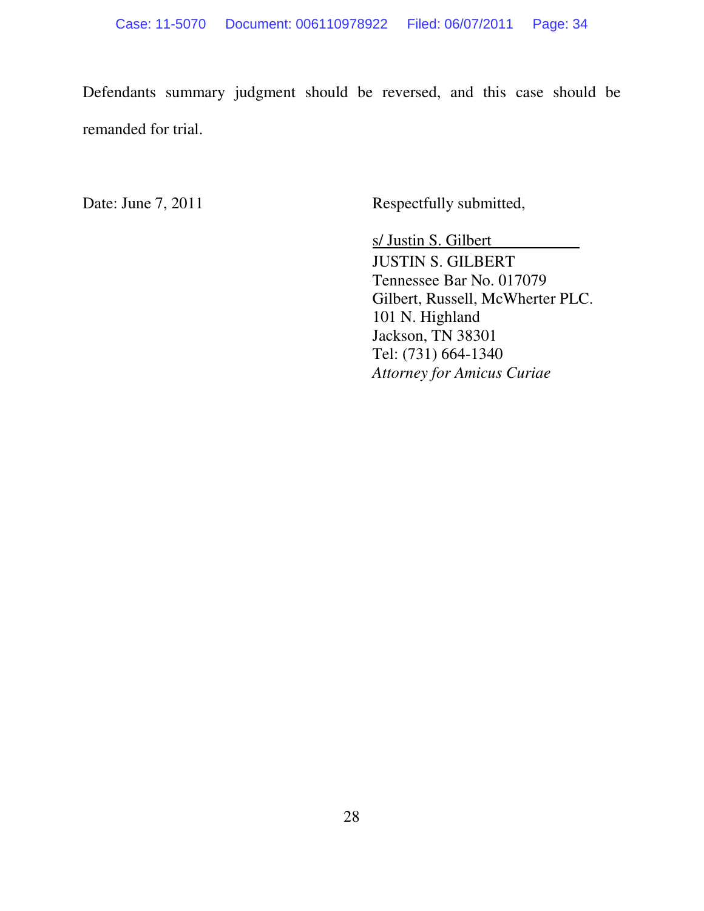Defendants summary judgment should be reversed, and this case should be remanded for trial.

Date: June 7, 2011

Respectfully submitted,

s/ Justin S. Gilbert
JUSTIN S. GILBERT
Tennessee Bar No. 017079
Gilbert, Russell, McWherter PLC.
101 N. Highland
Jackson, TN 38301
Tel: (731) 664-1340
*Attorney for Amicus Curiae*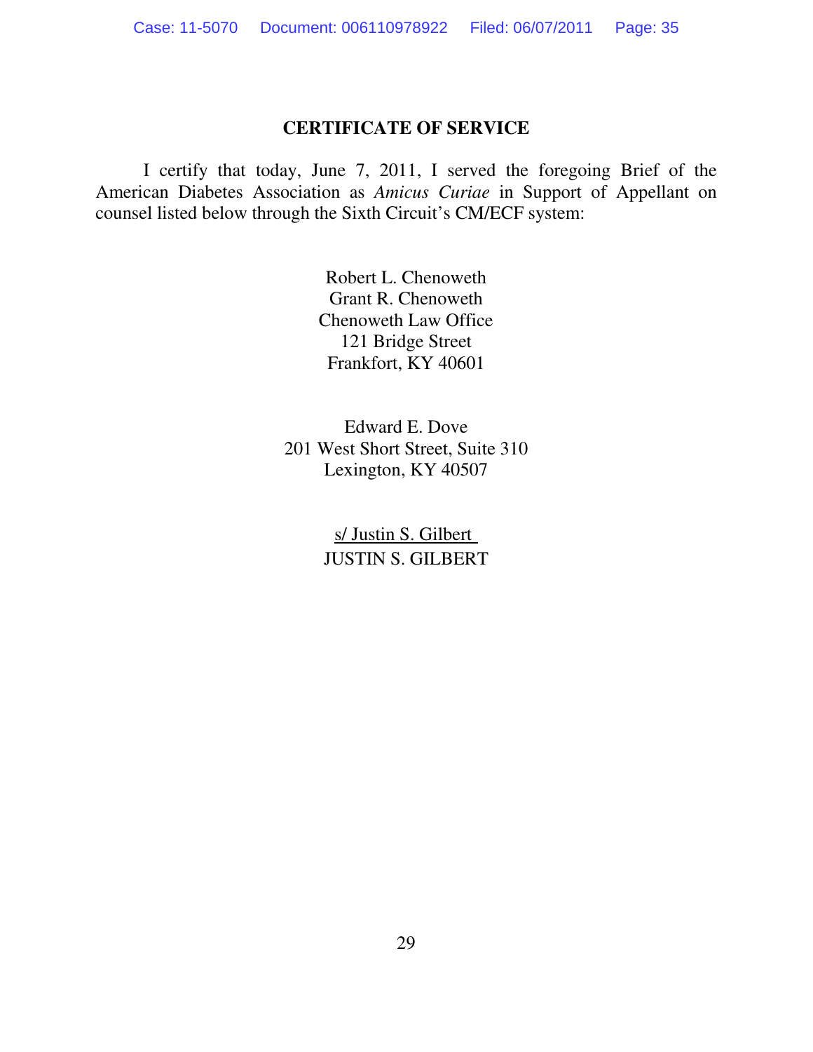# CERTIFICATE OF SERVICE

I certify that today, June 7, 2011, I served the foregoing Brief of the American Diabetes Association as *Amicus Curiae* in Support of Appellant on counsel listed below through the Sixth Circuit's CM/ECF system:

Robert L. Chenoweth
Grant R. Chenoweth
Chenoweth Law Office
121 Bridge Street
Frankfort, KY 40601

Edward E. Dove
201 West Short Street, Suite 310
Lexington, KY 40507

s/ Justin S. Gilbert
JUSTIN S. GILBERT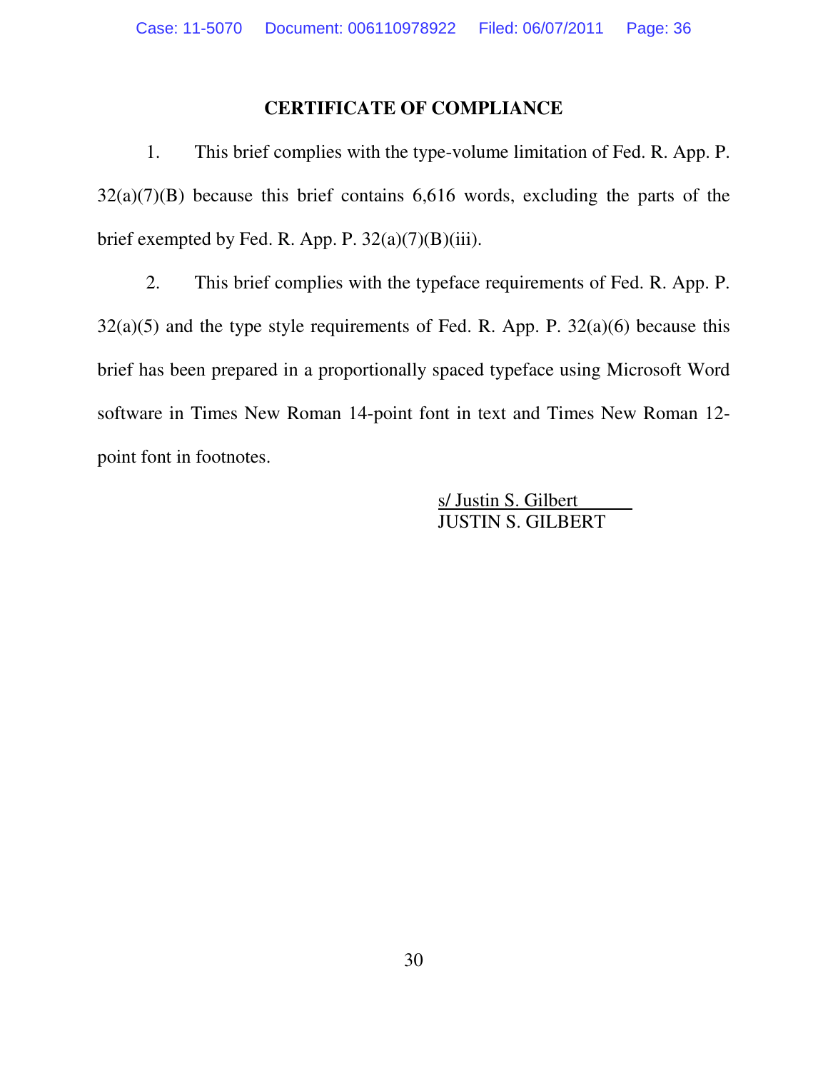## CERTIFICATE OF COMPLIANCE

1. This brief complies with the type-volume limitation of Fed. R. App. P. 32(a)(7)(B) because this brief contains 6,616 words, excluding the parts of the brief exempted by Fed. R. App. P. 32(a)(7)(B)(iii).

2. This brief complies with the typeface requirements of Fed. R. App. P. 32(a)(5) and the type style requirements of Fed. R. App. P. 32(a)(6) because this brief has been prepared in a proportionally spaced typeface using Microsoft Word software in Times New Roman 14-point font in text and Times New Roman 12-point font in footnotes.

s/ Justin S. Gilbert
JUSTIN S. GILBERT